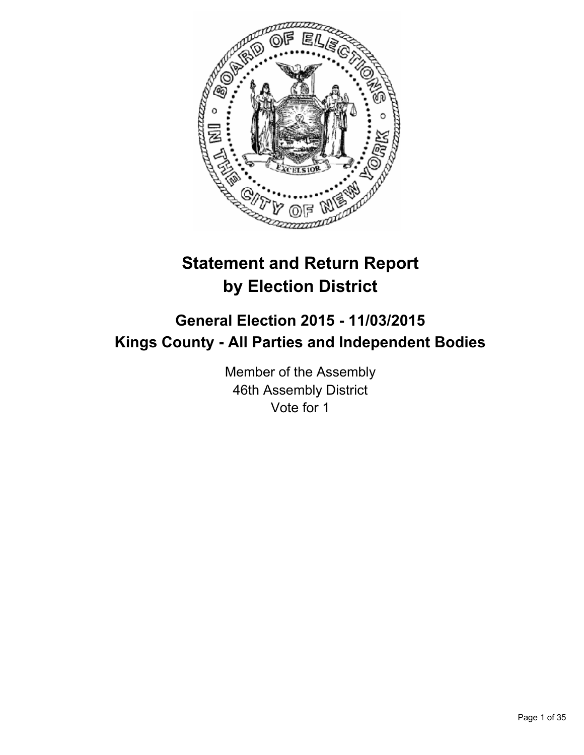# Statement and Return Report by Election District

## General Election 2015 - 11/03/2015
## Kings County - All Parties and Independent Bodies

Member of the Assembly
46th Assembly District
Vote for 1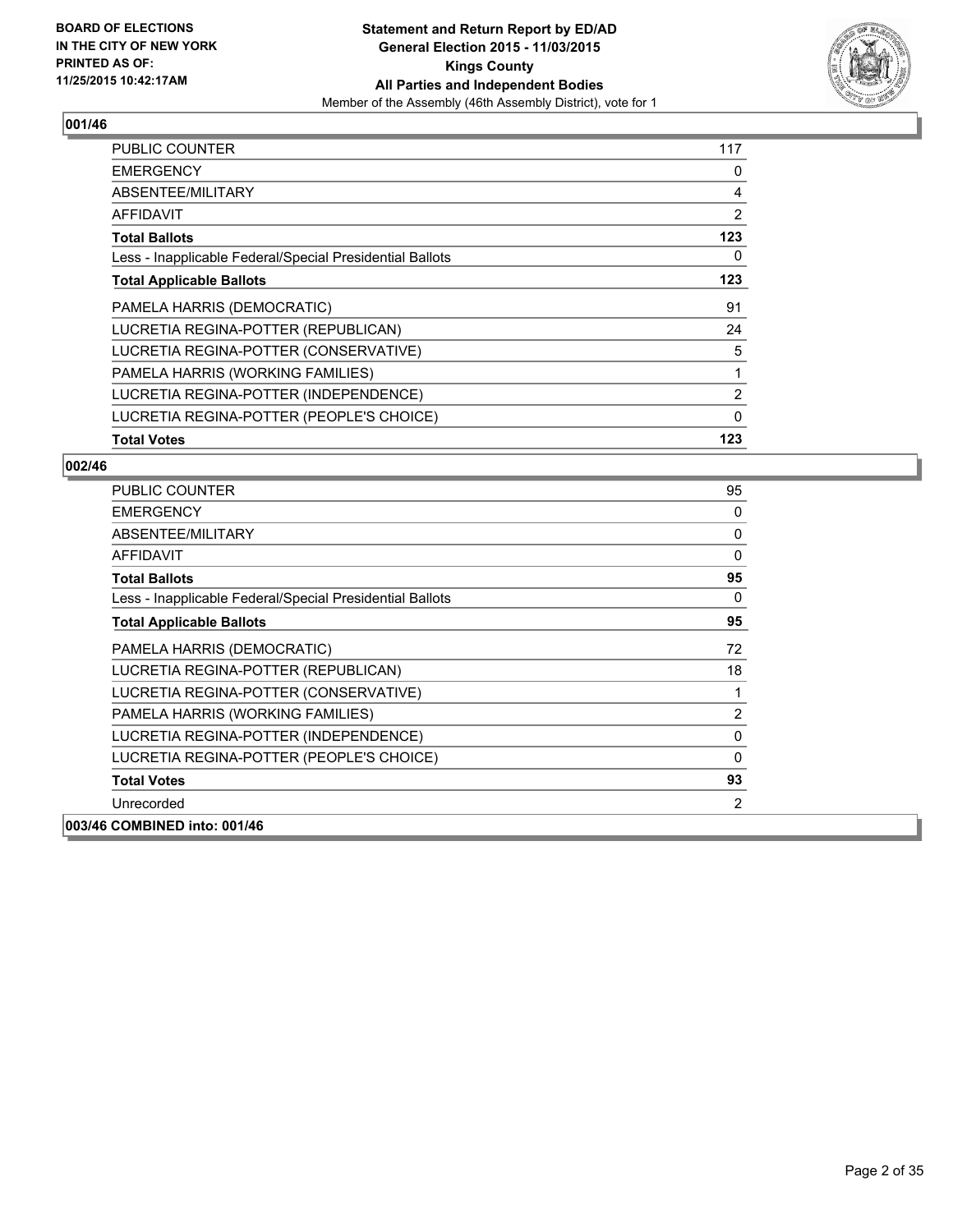**BOARD OF ELECTIONS IN THE CITY OF NEW YORK PRINTED AS OF: 11/25/2015 10:42:17AM**

**Statement and Return Report by ED/AD**
**General Election 2015 - 11/03/2015**
**Kings County**
**All Parties and Independent Bodies**
Member of the Assembly (46th Assembly District), vote for 1

## 001/46

| | |
|---|---|
| PUBLIC COUNTER | 117 |
| EMERGENCY | 0 |
| ABSENTEE/MILITARY | 4 |
| AFFIDAVIT | 2 |
| **Total Ballots** | **123** |
| Less - Inapplicable Federal/Special Presidential Ballots | 0 |
| **Total Applicable Ballots** | **123** |
| PAMELA HARRIS (DEMOCRATIC) | 91 |
| LUCRETIA REGINA-POTTER (REPUBLICAN) | 24 |
| LUCRETIA REGINA-POTTER (CONSERVATIVE) | 5 |
| PAMELA HARRIS (WORKING FAMILIES) | 1 |
| LUCRETIA REGINA-POTTER (INDEPENDENCE) | 2 |
| LUCRETIA REGINA-POTTER (PEOPLE'S CHOICE) | 0 |
| **Total Votes** | **123** |

## 002/46

| | |
|---|---|
| PUBLIC COUNTER | 95 |
| EMERGENCY | 0 |
| ABSENTEE/MILITARY | 0 |
| AFFIDAVIT | 0 |
| **Total Ballots** | **95** |
| Less - Inapplicable Federal/Special Presidential Ballots | 0 |
| **Total Applicable Ballots** | **95** |
| PAMELA HARRIS (DEMOCRATIC) | 72 |
| LUCRETIA REGINA-POTTER (REPUBLICAN) | 18 |
| LUCRETIA REGINA-POTTER (CONSERVATIVE) | 1 |
| PAMELA HARRIS (WORKING FAMILIES) | 2 |
| LUCRETIA REGINA-POTTER (INDEPENDENCE) | 0 |
| LUCRETIA REGINA-POTTER (PEOPLE'S CHOICE) | 0 |
| **Total Votes** | **93** |
| Unrecorded | 2 |

**003/46 COMBINED into: 001/46**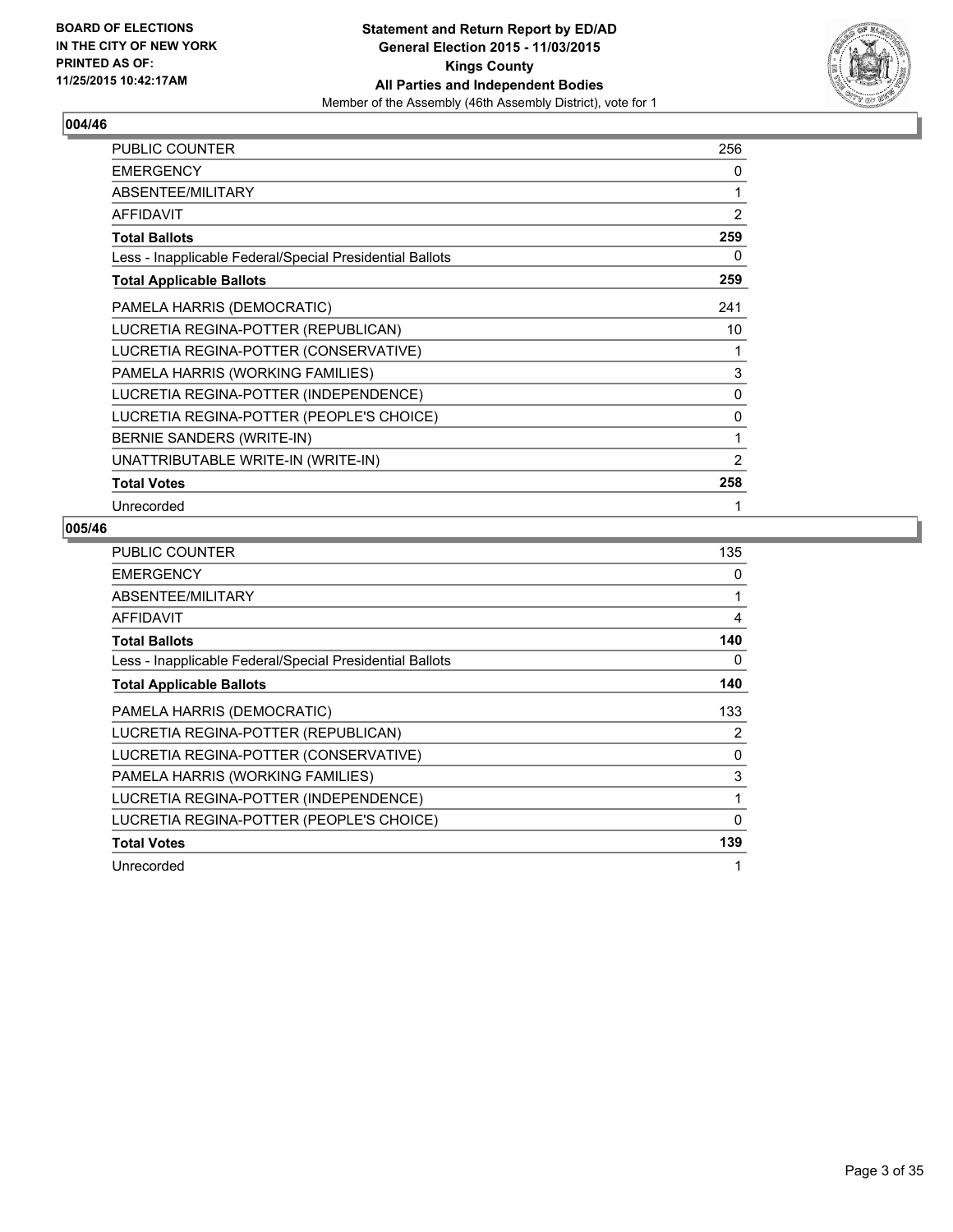**BOARD OF ELECTIONS IN THE CITY OF NEW YORK PRINTED AS OF: 11/25/2015 10:42:17AM**

**Statement and Return Report by ED/AD General Election 2015 - 11/03/2015 Kings County All Parties and Independent Bodies**
Member of the Assembly (46th Assembly District), vote for 1

## 004/46

| | |
|---|---|
| PUBLIC COUNTER | 256 |
| EMERGENCY | 0 |
| ABSENTEE/MILITARY | 1 |
| AFFIDAVIT | 2 |
| **Total Ballots** | **259** |
| Less - Inapplicable Federal/Special Presidential Ballots | 0 |
| **Total Applicable Ballots** | **259** |
| PAMELA HARRIS (DEMOCRATIC) | 241 |
| LUCRETIA REGINA-POTTER (REPUBLICAN) | 10 |
| LUCRETIA REGINA-POTTER (CONSERVATIVE) | 1 |
| PAMELA HARRIS (WORKING FAMILIES) | 3 |
| LUCRETIA REGINA-POTTER (INDEPENDENCE) | 0 |
| LUCRETIA REGINA-POTTER (PEOPLE'S CHOICE) | 0 |
| BERNIE SANDERS (WRITE-IN) | 1 |
| UNATTRIBUTABLE WRITE-IN (WRITE-IN) | 2 |
| **Total Votes** | **258** |
| Unrecorded | 1 |

## 005/46

| | |
|---|---|
| PUBLIC COUNTER | 135 |
| EMERGENCY | 0 |
| ABSENTEE/MILITARY | 1 |
| AFFIDAVIT | 4 |
| **Total Ballots** | **140** |
| Less - Inapplicable Federal/Special Presidential Ballots | 0 |
| **Total Applicable Ballots** | **140** |
| PAMELA HARRIS (DEMOCRATIC) | 133 |
| LUCRETIA REGINA-POTTER (REPUBLICAN) | 2 |
| LUCRETIA REGINA-POTTER (CONSERVATIVE) | 0 |
| PAMELA HARRIS (WORKING FAMILIES) | 3 |
| LUCRETIA REGINA-POTTER (INDEPENDENCE) | 1 |
| LUCRETIA REGINA-POTTER (PEOPLE'S CHOICE) | 0 |
| **Total Votes** | **139** |
| Unrecorded | 1 |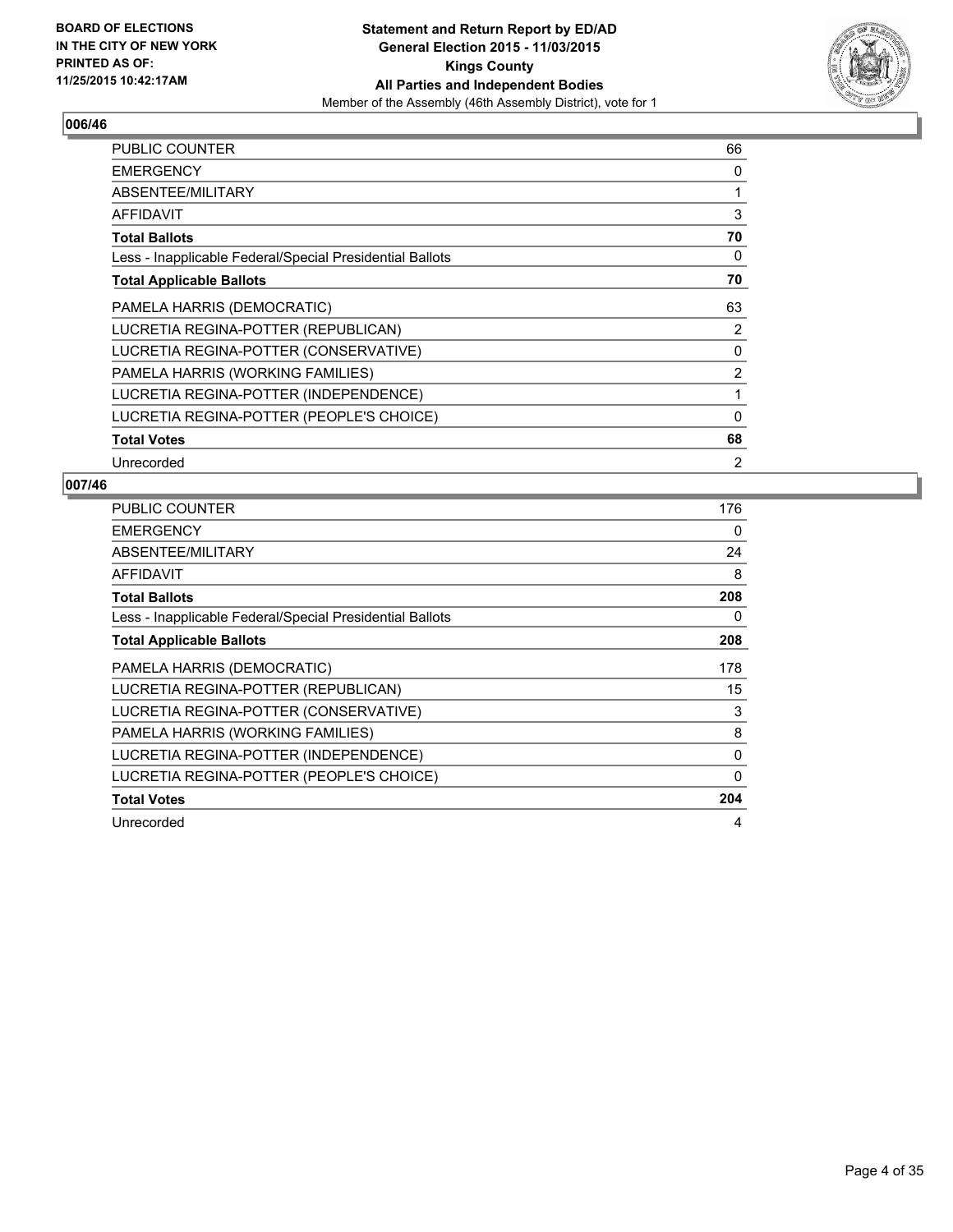**BOARD OF ELECTIONS IN THE CITY OF NEW YORK PRINTED AS OF: 11/25/2015 10:42:17AM**

**Statement and Return Report by ED/AD General Election 2015 - 11/03/2015 Kings County All Parties and Independent Bodies**
Member of the Assembly (46th Assembly District), vote for 1

## 006/46

| | |
|---|---|
| PUBLIC COUNTER | 66 |
| EMERGENCY | 0 |
| ABSENTEE/MILITARY | 1 |
| AFFIDAVIT | 3 |
| **Total Ballots** | **70** |
| Less - Inapplicable Federal/Special Presidential Ballots | 0 |
| **Total Applicable Ballots** | **70** |
| PAMELA HARRIS (DEMOCRATIC) | 63 |
| LUCRETIA REGINA-POTTER (REPUBLICAN) | 2 |
| LUCRETIA REGINA-POTTER (CONSERVATIVE) | 0 |
| PAMELA HARRIS (WORKING FAMILIES) | 2 |
| LUCRETIA REGINA-POTTER (INDEPENDENCE) | 1 |
| LUCRETIA REGINA-POTTER (PEOPLE'S CHOICE) | 0 |
| **Total Votes** | **68** |
| Unrecorded | 2 |

## 007/46

| | |
|---|---|
| PUBLIC COUNTER | 176 |
| EMERGENCY | 0 |
| ABSENTEE/MILITARY | 24 |
| AFFIDAVIT | 8 |
| **Total Ballots** | **208** |
| Less - Inapplicable Federal/Special Presidential Ballots | 0 |
| **Total Applicable Ballots** | **208** |
| PAMELA HARRIS (DEMOCRATIC) | 178 |
| LUCRETIA REGINA-POTTER (REPUBLICAN) | 15 |
| LUCRETIA REGINA-POTTER (CONSERVATIVE) | 3 |
| PAMELA HARRIS (WORKING FAMILIES) | 8 |
| LUCRETIA REGINA-POTTER (INDEPENDENCE) | 0 |
| LUCRETIA REGINA-POTTER (PEOPLE'S CHOICE) | 0 |
| **Total Votes** | **204** |
| Unrecorded | 4 |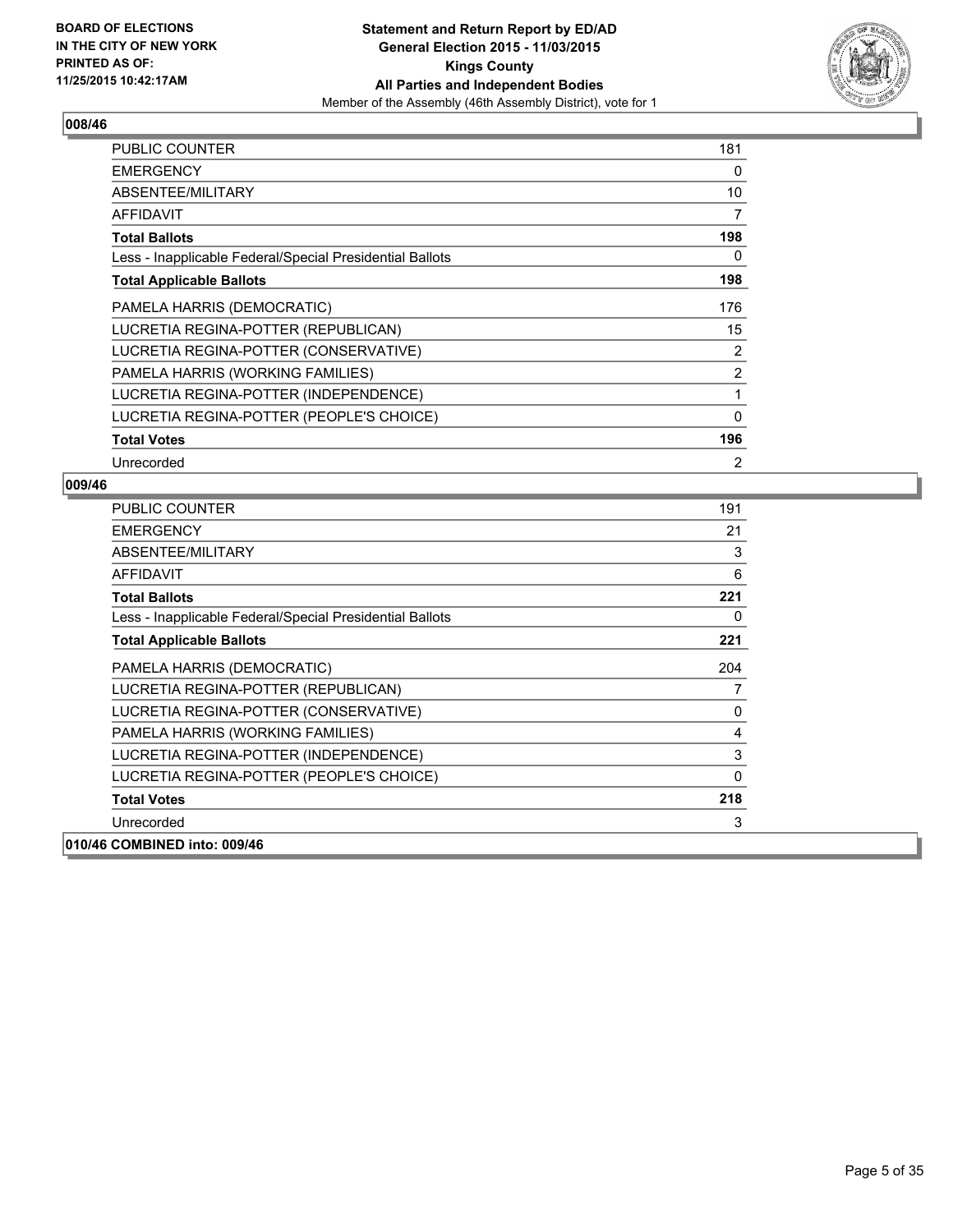BOARD OF ELECTIONS
IN THE CITY OF NEW YORK
PRINTED AS OF:
11/25/2015 10:42:17AM

**Statement and Return Report by ED/AD**
**General Election 2015 - 11/03/2015**
**Kings County**
**All Parties and Independent Bodies**
Member of the Assembly (46th Assembly District), vote for 1

## 008/46

| | |
|---|---|
| PUBLIC COUNTER | 181 |
| EMERGENCY | 0 |
| ABSENTEE/MILITARY | 10 |
| AFFIDAVIT | 7 |
| **Total Ballots** | **198** |
| Less - Inapplicable Federal/Special Presidential Ballots | 0 |
| **Total Applicable Ballots** | **198** |
| PAMELA HARRIS (DEMOCRATIC) | 176 |
| LUCRETIA REGINA-POTTER (REPUBLICAN) | 15 |
| LUCRETIA REGINA-POTTER (CONSERVATIVE) | 2 |
| PAMELA HARRIS (WORKING FAMILIES) | 2 |
| LUCRETIA REGINA-POTTER (INDEPENDENCE) | 1 |
| LUCRETIA REGINA-POTTER (PEOPLE'S CHOICE) | 0 |
| **Total Votes** | **196** |
| Unrecorded | 2 |

## 009/46

| | |
|---|---|
| PUBLIC COUNTER | 191 |
| EMERGENCY | 21 |
| ABSENTEE/MILITARY | 3 |
| AFFIDAVIT | 6 |
| **Total Ballots** | **221** |
| Less - Inapplicable Federal/Special Presidential Ballots | 0 |
| **Total Applicable Ballots** | **221** |
| PAMELA HARRIS (DEMOCRATIC) | 204 |
| LUCRETIA REGINA-POTTER (REPUBLICAN) | 7 |
| LUCRETIA REGINA-POTTER (CONSERVATIVE) | 0 |
| PAMELA HARRIS (WORKING FAMILIES) | 4 |
| LUCRETIA REGINA-POTTER (INDEPENDENCE) | 3 |
| LUCRETIA REGINA-POTTER (PEOPLE'S CHOICE) | 0 |
| **Total Votes** | **218** |
| Unrecorded | 3 |

## 010/46 COMBINED into: 009/46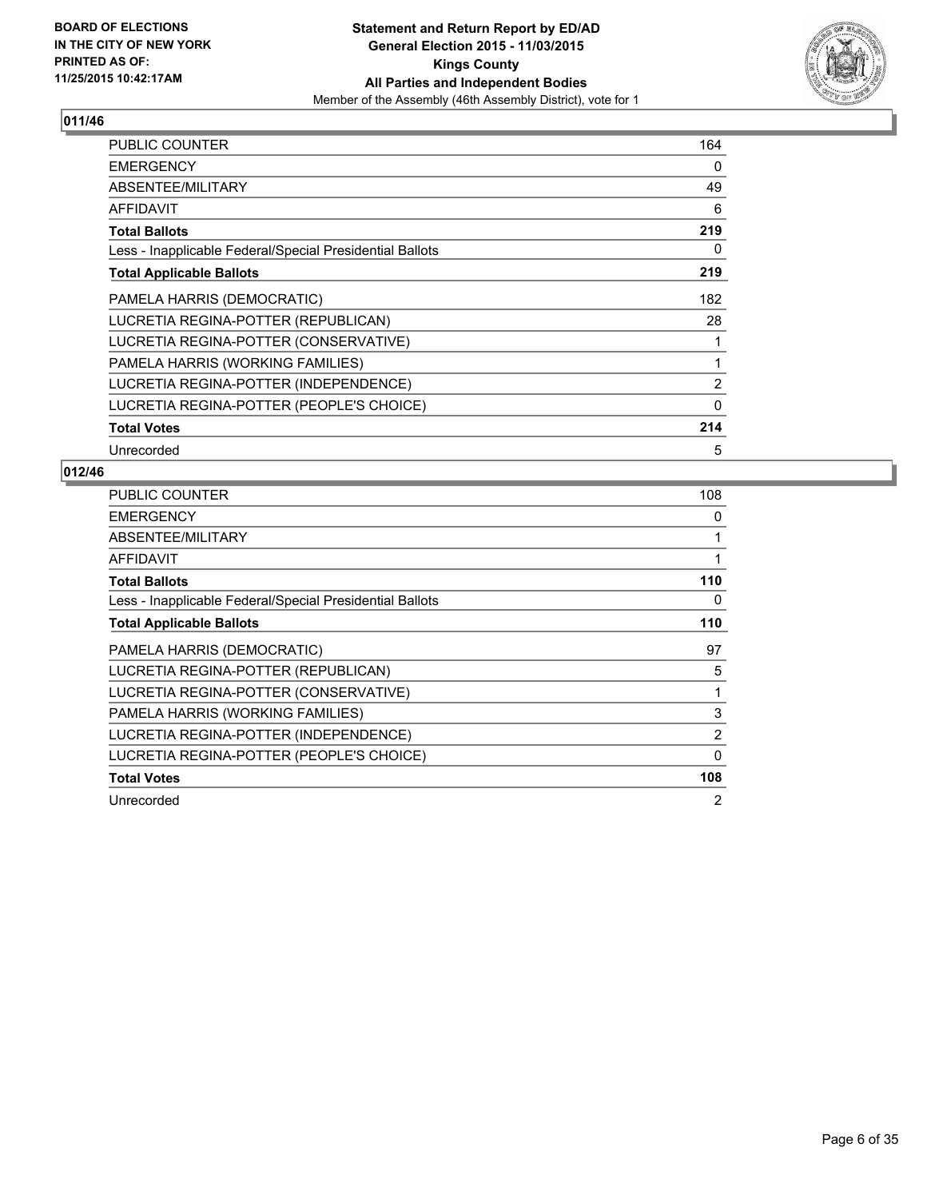**BOARD OF ELECTIONS IN THE CITY OF NEW YORK PRINTED AS OF: 11/25/2015 10:42:17AM**

**Statement and Return Report by ED/AD General Election 2015 - 11/03/2015 Kings County All Parties and Independent Bodies**

Member of the Assembly (46th Assembly District), vote for 1

## 011/46

| | |
|---|---|
| PUBLIC COUNTER | 164 |
| EMERGENCY | 0 |
| ABSENTEE/MILITARY | 49 |
| AFFIDAVIT | 6 |
| **Total Ballots** | **219** |
| Less - Inapplicable Federal/Special Presidential Ballots | 0 |
| **Total Applicable Ballots** | **219** |
| PAMELA HARRIS (DEMOCRATIC) | 182 |
| LUCRETIA REGINA-POTTER (REPUBLICAN) | 28 |
| LUCRETIA REGINA-POTTER (CONSERVATIVE) | 1 |
| PAMELA HARRIS (WORKING FAMILIES) | 1 |
| LUCRETIA REGINA-POTTER (INDEPENDENCE) | 2 |
| LUCRETIA REGINA-POTTER (PEOPLE'S CHOICE) | 0 |
| **Total Votes** | **214** |
| Unrecorded | 5 |

## 012/46

| | |
|---|---|
| PUBLIC COUNTER | 108 |
| EMERGENCY | 0 |
| ABSENTEE/MILITARY | 1 |
| AFFIDAVIT | 1 |
| **Total Ballots** | **110** |
| Less - Inapplicable Federal/Special Presidential Ballots | 0 |
| **Total Applicable Ballots** | **110** |
| PAMELA HARRIS (DEMOCRATIC) | 97 |
| LUCRETIA REGINA-POTTER (REPUBLICAN) | 5 |
| LUCRETIA REGINA-POTTER (CONSERVATIVE) | 1 |
| PAMELA HARRIS (WORKING FAMILIES) | 3 |
| LUCRETIA REGINA-POTTER (INDEPENDENCE) | 2 |
| LUCRETIA REGINA-POTTER (PEOPLE'S CHOICE) | 0 |
| **Total Votes** | **108** |
| Unrecorded | 2 |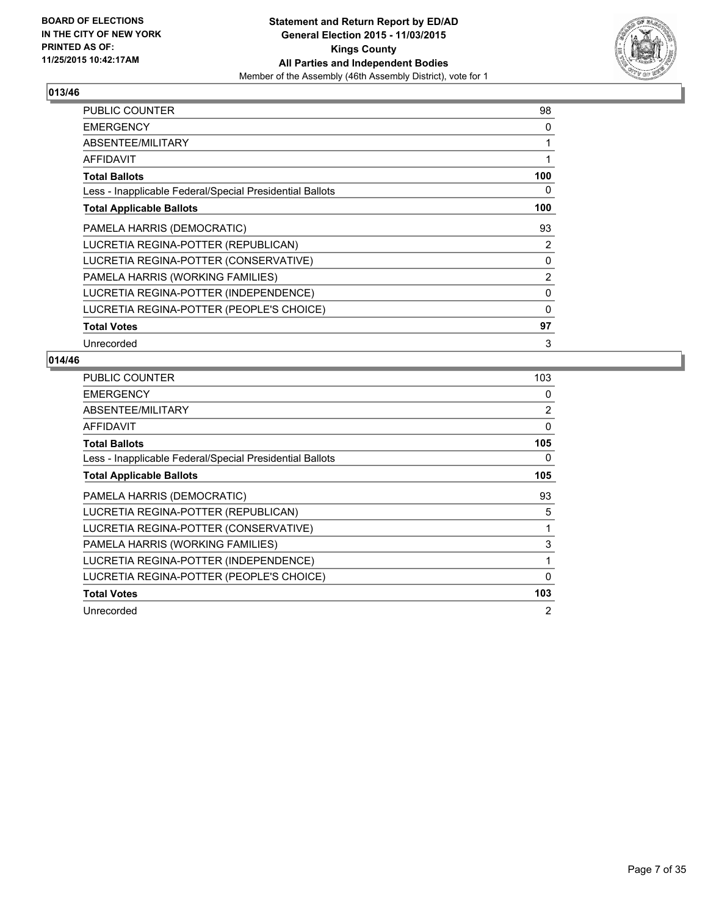**BOARD OF ELECTIONS IN THE CITY OF NEW YORK PRINTED AS OF: 11/25/2015 10:42:17AM**

**Statement and Return Report by ED/AD General Election 2015 - 11/03/2015 Kings County All Parties and Independent Bodies**
Member of the Assembly (46th Assembly District), vote for 1

## 013/46

| | |
|---|---|
| PUBLIC COUNTER | 98 |
| EMERGENCY | 0 |
| ABSENTEE/MILITARY | 1 |
| AFFIDAVIT | 1 |
| **Total Ballots** | **100** |
| Less - Inapplicable Federal/Special Presidential Ballots | 0 |
| **Total Applicable Ballots** | **100** |
| PAMELA HARRIS (DEMOCRATIC) | 93 |
| LUCRETIA REGINA-POTTER (REPUBLICAN) | 2 |
| LUCRETIA REGINA-POTTER (CONSERVATIVE) | 0 |
| PAMELA HARRIS (WORKING FAMILIES) | 2 |
| LUCRETIA REGINA-POTTER (INDEPENDENCE) | 0 |
| LUCRETIA REGINA-POTTER (PEOPLE'S CHOICE) | 0 |
| **Total Votes** | **97** |
| Unrecorded | 3 |

## 014/46

| | |
|---|---|
| PUBLIC COUNTER | 103 |
| EMERGENCY | 0 |
| ABSENTEE/MILITARY | 2 |
| AFFIDAVIT | 0 |
| **Total Ballots** | **105** |
| Less - Inapplicable Federal/Special Presidential Ballots | 0 |
| **Total Applicable Ballots** | **105** |
| PAMELA HARRIS (DEMOCRATIC) | 93 |
| LUCRETIA REGINA-POTTER (REPUBLICAN) | 5 |
| LUCRETIA REGINA-POTTER (CONSERVATIVE) | 1 |
| PAMELA HARRIS (WORKING FAMILIES) | 3 |
| LUCRETIA REGINA-POTTER (INDEPENDENCE) | 1 |
| LUCRETIA REGINA-POTTER (PEOPLE'S CHOICE) | 0 |
| **Total Votes** | **103** |
| Unrecorded | 2 |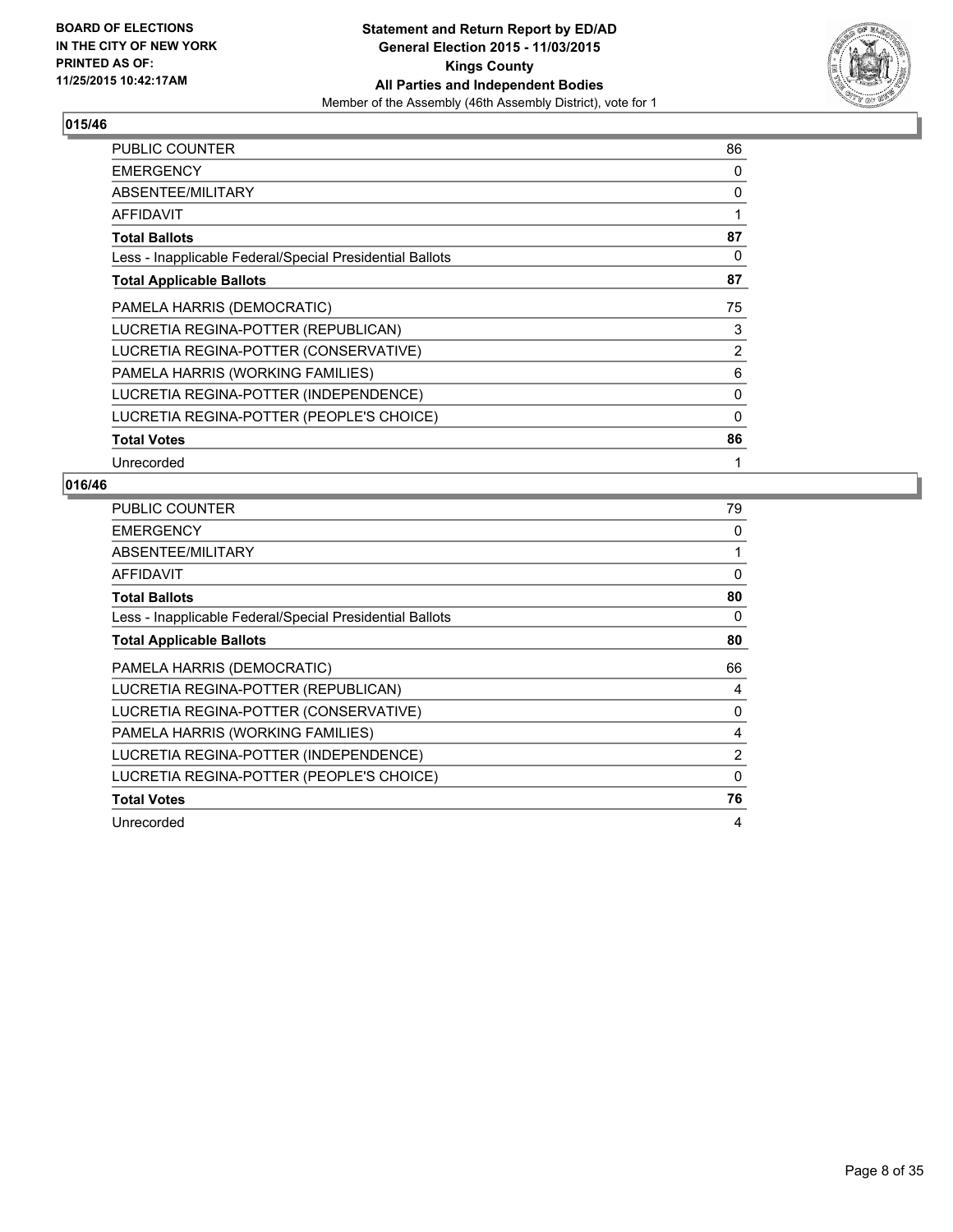## 015/46

| | |
|---|---|
| PUBLIC COUNTER | 86 |
| EMERGENCY | 0 |
| ABSENTEE/MILITARY | 0 |
| AFFIDAVIT | 1 |
| **Total Ballots** | **87** |
| Less - Inapplicable Federal/Special Presidential Ballots | 0 |
| **Total Applicable Ballots** | **87** |
| PAMELA HARRIS (DEMOCRATIC) | 75 |
| LUCRETIA REGINA-POTTER (REPUBLICAN) | 3 |
| LUCRETIA REGINA-POTTER (CONSERVATIVE) | 2 |
| PAMELA HARRIS (WORKING FAMILIES) | 6 |
| LUCRETIA REGINA-POTTER (INDEPENDENCE) | 0 |
| LUCRETIA REGINA-POTTER (PEOPLE'S CHOICE) | 0 |
| **Total Votes** | **86** |
| Unrecorded | 1 |

## 016/46

| | |
|---|---|
| PUBLIC COUNTER | 79 |
| EMERGENCY | 0 |
| ABSENTEE/MILITARY | 1 |
| AFFIDAVIT | 0 |
| **Total Ballots** | **80** |
| Less - Inapplicable Federal/Special Presidential Ballots | 0 |
| **Total Applicable Ballots** | **80** |
| PAMELA HARRIS (DEMOCRATIC) | 66 |
| LUCRETIA REGINA-POTTER (REPUBLICAN) | 4 |
| LUCRETIA REGINA-POTTER (CONSERVATIVE) | 0 |
| PAMELA HARRIS (WORKING FAMILIES) | 4 |
| LUCRETIA REGINA-POTTER (INDEPENDENCE) | 2 |
| LUCRETIA REGINA-POTTER (PEOPLE'S CHOICE) | 0 |
| **Total Votes** | **76** |
| Unrecorded | 4 |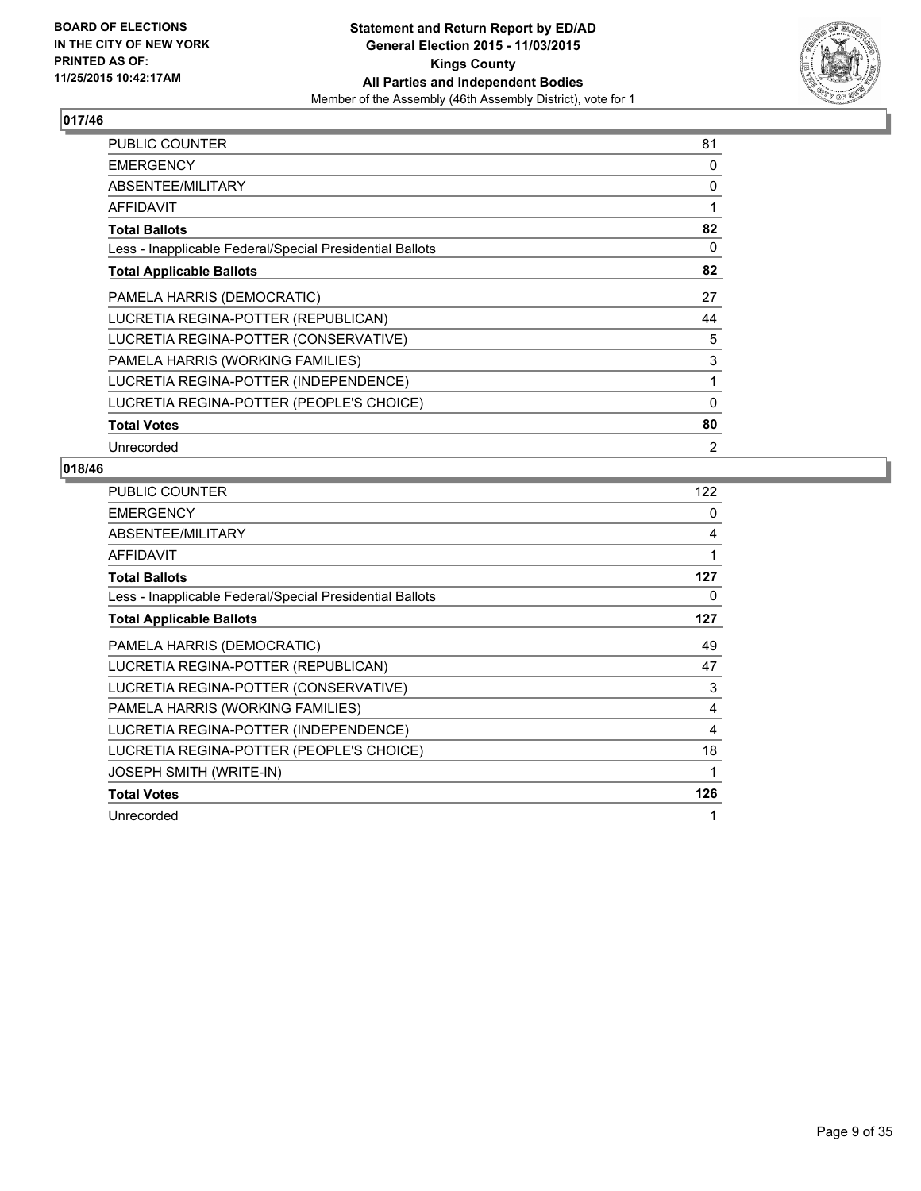**BOARD OF ELECTIONS IN THE CITY OF NEW YORK PRINTED AS OF: 11/25/2015 10:42:17AM**

**Statement and Return Report by ED/AD**
**General Election 2015 - 11/03/2015**
**Kings County**
**All Parties and Independent Bodies**
Member of the Assembly (46th Assembly District), vote for 1

## 017/46

| | |
|---|---|
| PUBLIC COUNTER | 81 |
| EMERGENCY | 0 |
| ABSENTEE/MILITARY | 0 |
| AFFIDAVIT | 1 |
| **Total Ballots** | **82** |
| Less - Inapplicable Federal/Special Presidential Ballots | 0 |
| **Total Applicable Ballots** | **82** |
| PAMELA HARRIS (DEMOCRATIC) | 27 |
| LUCRETIA REGINA-POTTER (REPUBLICAN) | 44 |
| LUCRETIA REGINA-POTTER (CONSERVATIVE) | 5 |
| PAMELA HARRIS (WORKING FAMILIES) | 3 |
| LUCRETIA REGINA-POTTER (INDEPENDENCE) | 1 |
| LUCRETIA REGINA-POTTER (PEOPLE'S CHOICE) | 0 |
| **Total Votes** | **80** |
| Unrecorded | 2 |

## 018/46

| | |
|---|---|
| PUBLIC COUNTER | 122 |
| EMERGENCY | 0 |
| ABSENTEE/MILITARY | 4 |
| AFFIDAVIT | 1 |
| **Total Ballots** | **127** |
| Less - Inapplicable Federal/Special Presidential Ballots | 0 |
| **Total Applicable Ballots** | **127** |
| PAMELA HARRIS (DEMOCRATIC) | 49 |
| LUCRETIA REGINA-POTTER (REPUBLICAN) | 47 |
| LUCRETIA REGINA-POTTER (CONSERVATIVE) | 3 |
| PAMELA HARRIS (WORKING FAMILIES) | 4 |
| LUCRETIA REGINA-POTTER (INDEPENDENCE) | 4 |
| LUCRETIA REGINA-POTTER (PEOPLE'S CHOICE) | 18 |
| JOSEPH SMITH (WRITE-IN) | 1 |
| **Total Votes** | **126** |
| Unrecorded | 1 |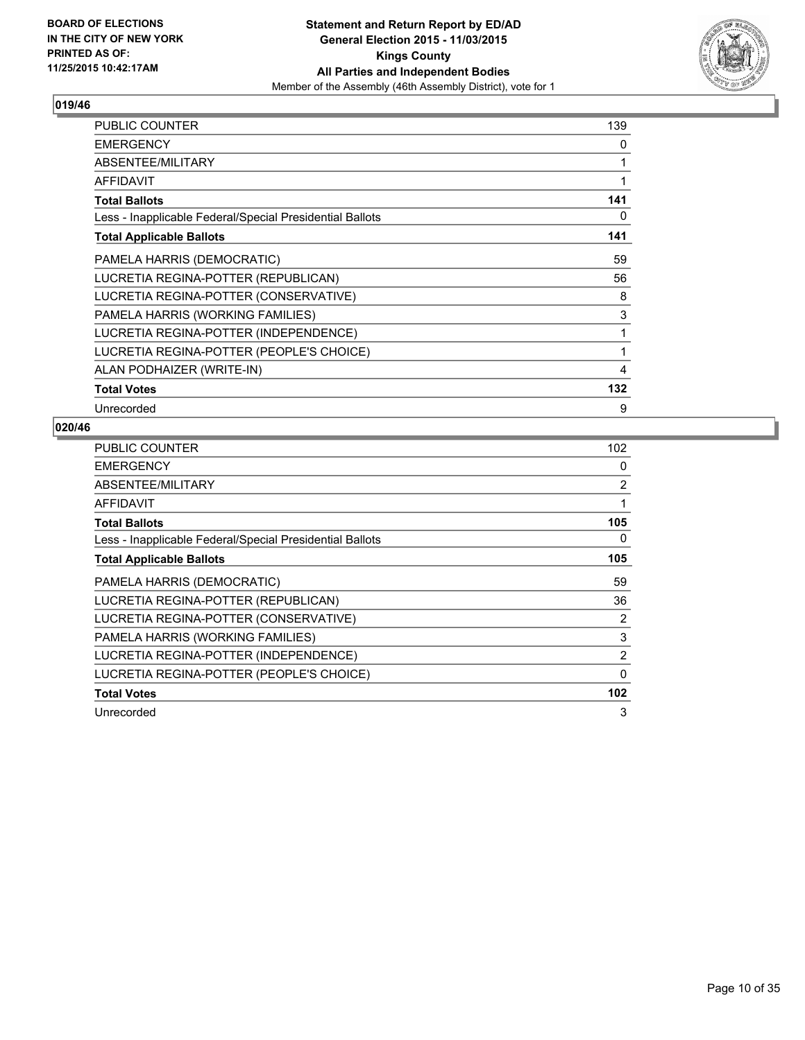**BOARD OF ELECTIONS IN THE CITY OF NEW YORK PRINTED AS OF: 11/25/2015 10:42:17AM**

**Statement and Return Report by ED/AD General Election 2015 - 11/03/2015 Kings County All Parties and Independent Bodies**

Member of the Assembly (46th Assembly District), vote for 1

## 019/46

| | |
|---|---|
| PUBLIC COUNTER | 139 |
| EMERGENCY | 0 |
| ABSENTEE/MILITARY | 1 |
| AFFIDAVIT | 1 |
| **Total Ballots** | **141** |
| Less - Inapplicable Federal/Special Presidential Ballots | 0 |
| **Total Applicable Ballots** | **141** |
| PAMELA HARRIS (DEMOCRATIC) | 59 |
| LUCRETIA REGINA-POTTER (REPUBLICAN) | 56 |
| LUCRETIA REGINA-POTTER (CONSERVATIVE) | 8 |
| PAMELA HARRIS (WORKING FAMILIES) | 3 |
| LUCRETIA REGINA-POTTER (INDEPENDENCE) | 1 |
| LUCRETIA REGINA-POTTER (PEOPLE'S CHOICE) | 1 |
| ALAN PODHAIZER (WRITE-IN) | 4 |
| **Total Votes** | **132** |
| Unrecorded | 9 |

## 020/46

| | |
|---|---|
| PUBLIC COUNTER | 102 |
| EMERGENCY | 0 |
| ABSENTEE/MILITARY | 2 |
| AFFIDAVIT | 1 |
| **Total Ballots** | **105** |
| Less - Inapplicable Federal/Special Presidential Ballots | 0 |
| **Total Applicable Ballots** | **105** |
| PAMELA HARRIS (DEMOCRATIC) | 59 |
| LUCRETIA REGINA-POTTER (REPUBLICAN) | 36 |
| LUCRETIA REGINA-POTTER (CONSERVATIVE) | 2 |
| PAMELA HARRIS (WORKING FAMILIES) | 3 |
| LUCRETIA REGINA-POTTER (INDEPENDENCE) | 2 |
| LUCRETIA REGINA-POTTER (PEOPLE'S CHOICE) | 0 |
| **Total Votes** | **102** |
| Unrecorded | 3 |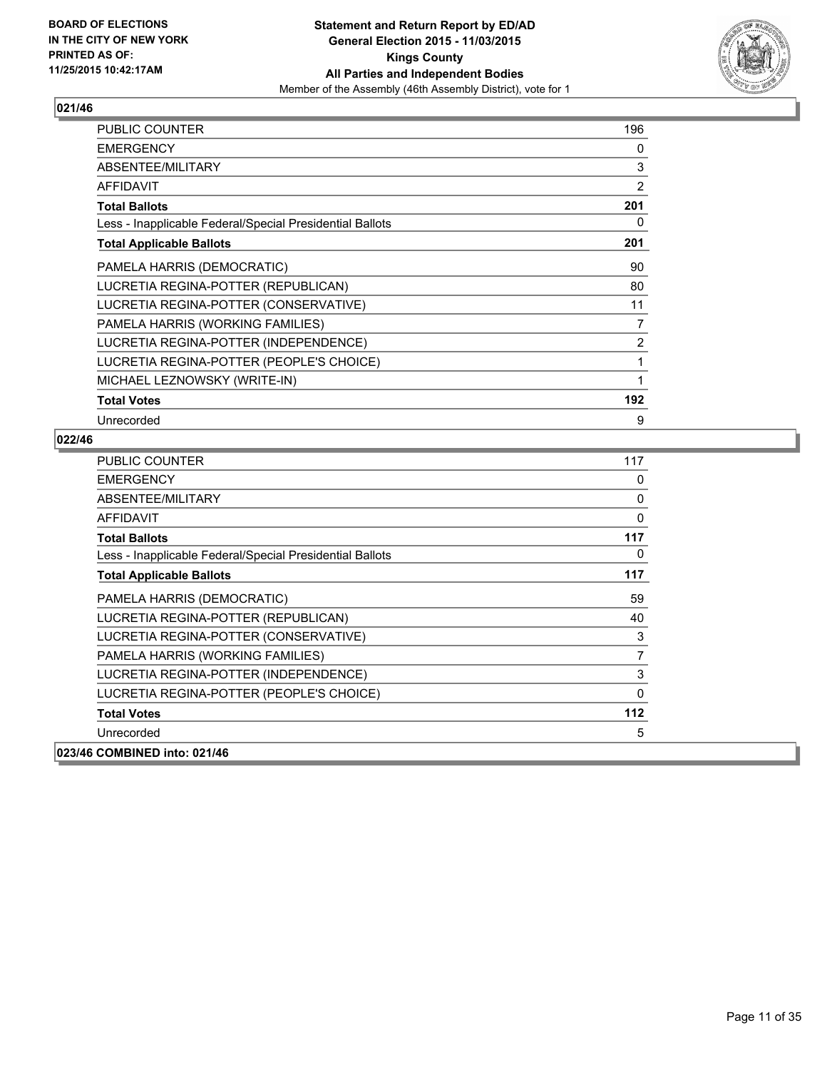**BOARD OF ELECTIONS IN THE CITY OF NEW YORK PRINTED AS OF: 11/25/2015 10:42:17AM**

**Statement and Return Report by ED/AD General Election 2015 - 11/03/2015 Kings County All Parties and Independent Bodies**

Member of the Assembly (46th Assembly District), vote for 1

## 021/46

| | |
|---|---|
| PUBLIC COUNTER | 196 |
| EMERGENCY | 0 |
| ABSENTEE/MILITARY | 3 |
| AFFIDAVIT | 2 |
| **Total Ballots** | **201** |
| Less - Inapplicable Federal/Special Presidential Ballots | 0 |
| **Total Applicable Ballots** | **201** |
| PAMELA HARRIS (DEMOCRATIC) | 90 |
| LUCRETIA REGINA-POTTER (REPUBLICAN) | 80 |
| LUCRETIA REGINA-POTTER (CONSERVATIVE) | 11 |
| PAMELA HARRIS (WORKING FAMILIES) | 7 |
| LUCRETIA REGINA-POTTER (INDEPENDENCE) | 2 |
| LUCRETIA REGINA-POTTER (PEOPLE'S CHOICE) | 1 |
| MICHAEL LEZNOWSKY (WRITE-IN) | 1 |
| **Total Votes** | **192** |
| Unrecorded | 9 |

## 022/46

| | |
|---|---|
| PUBLIC COUNTER | 117 |
| EMERGENCY | 0 |
| ABSENTEE/MILITARY | 0 |
| AFFIDAVIT | 0 |
| **Total Ballots** | **117** |
| Less - Inapplicable Federal/Special Presidential Ballots | 0 |
| **Total Applicable Ballots** | **117** |
| PAMELA HARRIS (DEMOCRATIC) | 59 |
| LUCRETIA REGINA-POTTER (REPUBLICAN) | 40 |
| LUCRETIA REGINA-POTTER (CONSERVATIVE) | 3 |
| PAMELA HARRIS (WORKING FAMILIES) | 7 |
| LUCRETIA REGINA-POTTER (INDEPENDENCE) | 3 |
| LUCRETIA REGINA-POTTER (PEOPLE'S CHOICE) | 0 |
| **Total Votes** | **112** |
| Unrecorded | 5 |

## 023/46 COMBINED into: 021/46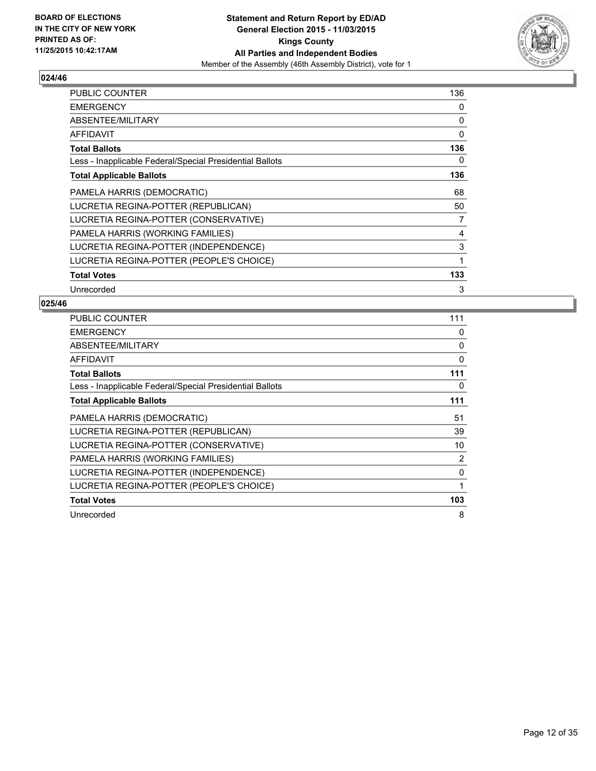**Statement and Return Report by ED/AD**
**General Election 2015 - 11/03/2015**
**Kings County**
**All Parties and Independent Bodies**
Member of the Assembly (46th Assembly District), vote for 1

BOARD OF ELECTIONS
IN THE CITY OF NEW YORK
PRINTED AS OF:
11/25/2015 10:42:17AM

### 024/46

| | |
|---|---|
| PUBLIC COUNTER | 136 |
| EMERGENCY | 0 |
| ABSENTEE/MILITARY | 0 |
| AFFIDAVIT | 0 |
| **Total Ballots** | **136** |
| Less - Inapplicable Federal/Special Presidential Ballots | 0 |
| **Total Applicable Ballots** | **136** |
| PAMELA HARRIS (DEMOCRATIC) | 68 |
| LUCRETIA REGINA-POTTER (REPUBLICAN) | 50 |
| LUCRETIA REGINA-POTTER (CONSERVATIVE) | 7 |
| PAMELA HARRIS (WORKING FAMILIES) | 4 |
| LUCRETIA REGINA-POTTER (INDEPENDENCE) | 3 |
| LUCRETIA REGINA-POTTER (PEOPLE'S CHOICE) | 1 |
| **Total Votes** | **133** |
| Unrecorded | 3 |

### 025/46

| | |
|---|---|
| PUBLIC COUNTER | 111 |
| EMERGENCY | 0 |
| ABSENTEE/MILITARY | 0 |
| AFFIDAVIT | 0 |
| **Total Ballots** | **111** |
| Less - Inapplicable Federal/Special Presidential Ballots | 0 |
| **Total Applicable Ballots** | **111** |
| PAMELA HARRIS (DEMOCRATIC) | 51 |
| LUCRETIA REGINA-POTTER (REPUBLICAN) | 39 |
| LUCRETIA REGINA-POTTER (CONSERVATIVE) | 10 |
| PAMELA HARRIS (WORKING FAMILIES) | 2 |
| LUCRETIA REGINA-POTTER (INDEPENDENCE) | 0 |
| LUCRETIA REGINA-POTTER (PEOPLE'S CHOICE) | 1 |
| **Total Votes** | **103** |
| Unrecorded | 8 |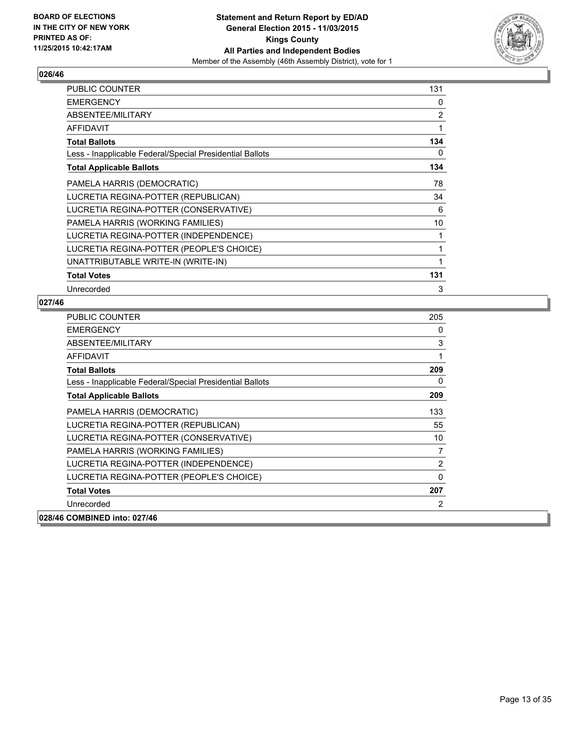**BOARD OF ELECTIONS IN THE CITY OF NEW YORK PRINTED AS OF: 11/25/2015 10:42:17AM**

**Statement and Return Report by ED/AD General Election 2015 - 11/03/2015 Kings County All Parties and Independent Bodies**

Member of the Assembly (46th Assembly District), vote for 1

## 026/46

| | |
|---|---|
| PUBLIC COUNTER | 131 |
| EMERGENCY | 0 |
| ABSENTEE/MILITARY | 2 |
| AFFIDAVIT | 1 |
| **Total Ballots** | **134** |
| Less - Inapplicable Federal/Special Presidential Ballots | 0 |
| **Total Applicable Ballots** | **134** |
| PAMELA HARRIS (DEMOCRATIC) | 78 |
| LUCRETIA REGINA-POTTER (REPUBLICAN) | 34 |
| LUCRETIA REGINA-POTTER (CONSERVATIVE) | 6 |
| PAMELA HARRIS (WORKING FAMILIES) | 10 |
| LUCRETIA REGINA-POTTER (INDEPENDENCE) | 1 |
| LUCRETIA REGINA-POTTER (PEOPLE'S CHOICE) | 1 |
| UNATTRIBUTABLE WRITE-IN (WRITE-IN) | 1 |
| **Total Votes** | **131** |
| Unrecorded | 3 |

## 027/46

| | |
|---|---|
| PUBLIC COUNTER | 205 |
| EMERGENCY | 0 |
| ABSENTEE/MILITARY | 3 |
| AFFIDAVIT | 1 |
| **Total Ballots** | **209** |
| Less - Inapplicable Federal/Special Presidential Ballots | 0 |
| **Total Applicable Ballots** | **209** |
| PAMELA HARRIS (DEMOCRATIC) | 133 |
| LUCRETIA REGINA-POTTER (REPUBLICAN) | 55 |
| LUCRETIA REGINA-POTTER (CONSERVATIVE) | 10 |
| PAMELA HARRIS (WORKING FAMILIES) | 7 |
| LUCRETIA REGINA-POTTER (INDEPENDENCE) | 2 |
| LUCRETIA REGINA-POTTER (PEOPLE'S CHOICE) | 0 |
| **Total Votes** | **207** |
| Unrecorded | 2 |

## 028/46 COMBINED into: 027/46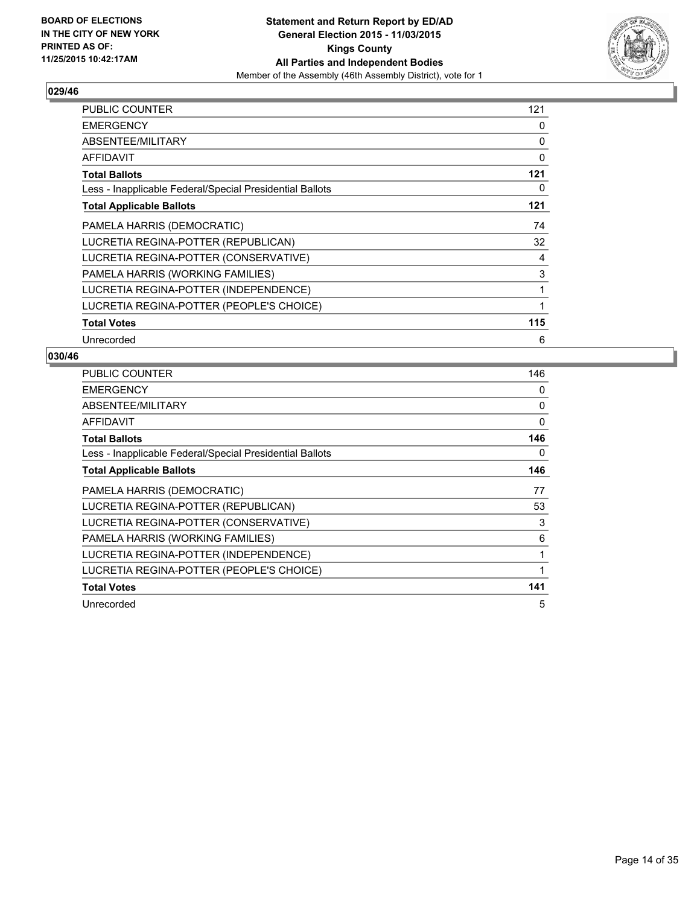**Statement and Return Report by ED/AD**
**General Election 2015 - 11/03/2015**
**Kings County**
**All Parties and Independent Bodies**
Member of the Assembly (46th Assembly District), vote for 1

BOARD OF ELECTIONS
IN THE CITY OF NEW YORK
PRINTED AS OF:
11/25/2015 10:42:17AM

## 029/46

| | |
|---|---|
| PUBLIC COUNTER | 121 |
| EMERGENCY | 0 |
| ABSENTEE/MILITARY | 0 |
| AFFIDAVIT | 0 |
| **Total Ballots** | **121** |
| Less - Inapplicable Federal/Special Presidential Ballots | 0 |
| **Total Applicable Ballots** | **121** |
| PAMELA HARRIS (DEMOCRATIC) | 74 |
| LUCRETIA REGINA-POTTER (REPUBLICAN) | 32 |
| LUCRETIA REGINA-POTTER (CONSERVATIVE) | 4 |
| PAMELA HARRIS (WORKING FAMILIES) | 3 |
| LUCRETIA REGINA-POTTER (INDEPENDENCE) | 1 |
| LUCRETIA REGINA-POTTER (PEOPLE'S CHOICE) | 1 |
| **Total Votes** | **115** |
| Unrecorded | 6 |

## 030/46

| | |
|---|---|
| PUBLIC COUNTER | 146 |
| EMERGENCY | 0 |
| ABSENTEE/MILITARY | 0 |
| AFFIDAVIT | 0 |
| **Total Ballots** | **146** |
| Less - Inapplicable Federal/Special Presidential Ballots | 0 |
| **Total Applicable Ballots** | **146** |
| PAMELA HARRIS (DEMOCRATIC) | 77 |
| LUCRETIA REGINA-POTTER (REPUBLICAN) | 53 |
| LUCRETIA REGINA-POTTER (CONSERVATIVE) | 3 |
| PAMELA HARRIS (WORKING FAMILIES) | 6 |
| LUCRETIA REGINA-POTTER (INDEPENDENCE) | 1 |
| LUCRETIA REGINA-POTTER (PEOPLE'S CHOICE) | 1 |
| **Total Votes** | **141** |
| Unrecorded | 5 |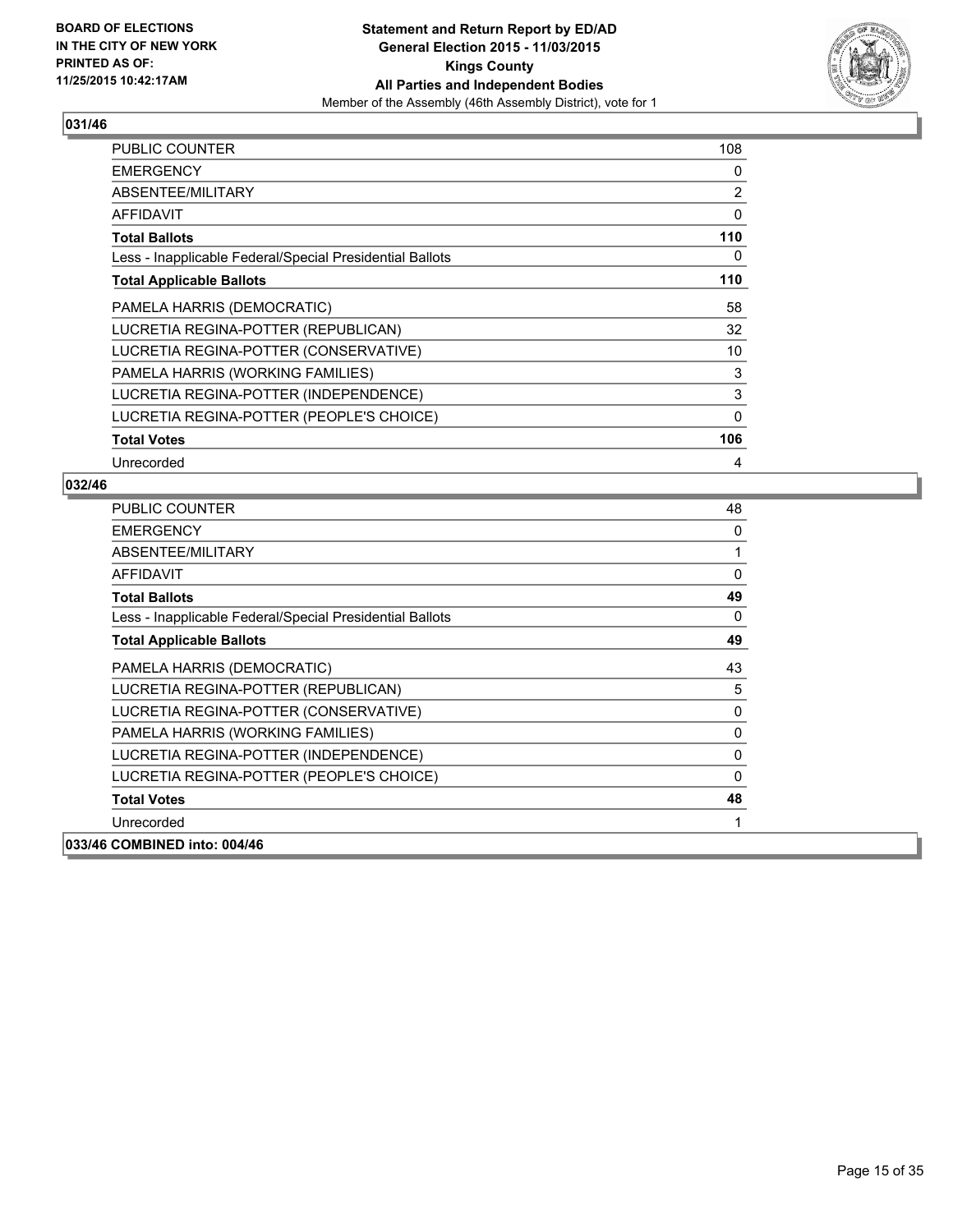## 031/46

| | |
|---|---|
| PUBLIC COUNTER | 108 |
| EMERGENCY | 0 |
| ABSENTEE/MILITARY | 2 |
| AFFIDAVIT | 0 |
| **Total Ballots** | **110** |
| Less - Inapplicable Federal/Special Presidential Ballots | 0 |
| **Total Applicable Ballots** | **110** |
| PAMELA HARRIS (DEMOCRATIC) | 58 |
| LUCRETIA REGINA-POTTER (REPUBLICAN) | 32 |
| LUCRETIA REGINA-POTTER (CONSERVATIVE) | 10 |
| PAMELA HARRIS (WORKING FAMILIES) | 3 |
| LUCRETIA REGINA-POTTER (INDEPENDENCE) | 3 |
| LUCRETIA REGINA-POTTER (PEOPLE'S CHOICE) | 0 |
| **Total Votes** | **106** |
| Unrecorded | 4 |

## 032/46

| | |
|---|---|
| PUBLIC COUNTER | 48 |
| EMERGENCY | 0 |
| ABSENTEE/MILITARY | 1 |
| AFFIDAVIT | 0 |
| **Total Ballots** | **49** |
| Less - Inapplicable Federal/Special Presidential Ballots | 0 |
| **Total Applicable Ballots** | **49** |
| PAMELA HARRIS (DEMOCRATIC) | 43 |
| LUCRETIA REGINA-POTTER (REPUBLICAN) | 5 |
| LUCRETIA REGINA-POTTER (CONSERVATIVE) | 0 |
| PAMELA HARRIS (WORKING FAMILIES) | 0 |
| LUCRETIA REGINA-POTTER (INDEPENDENCE) | 0 |
| LUCRETIA REGINA-POTTER (PEOPLE'S CHOICE) | 0 |
| **Total Votes** | **48** |
| Unrecorded | 1 |

## 033/46 COMBINED into: 004/46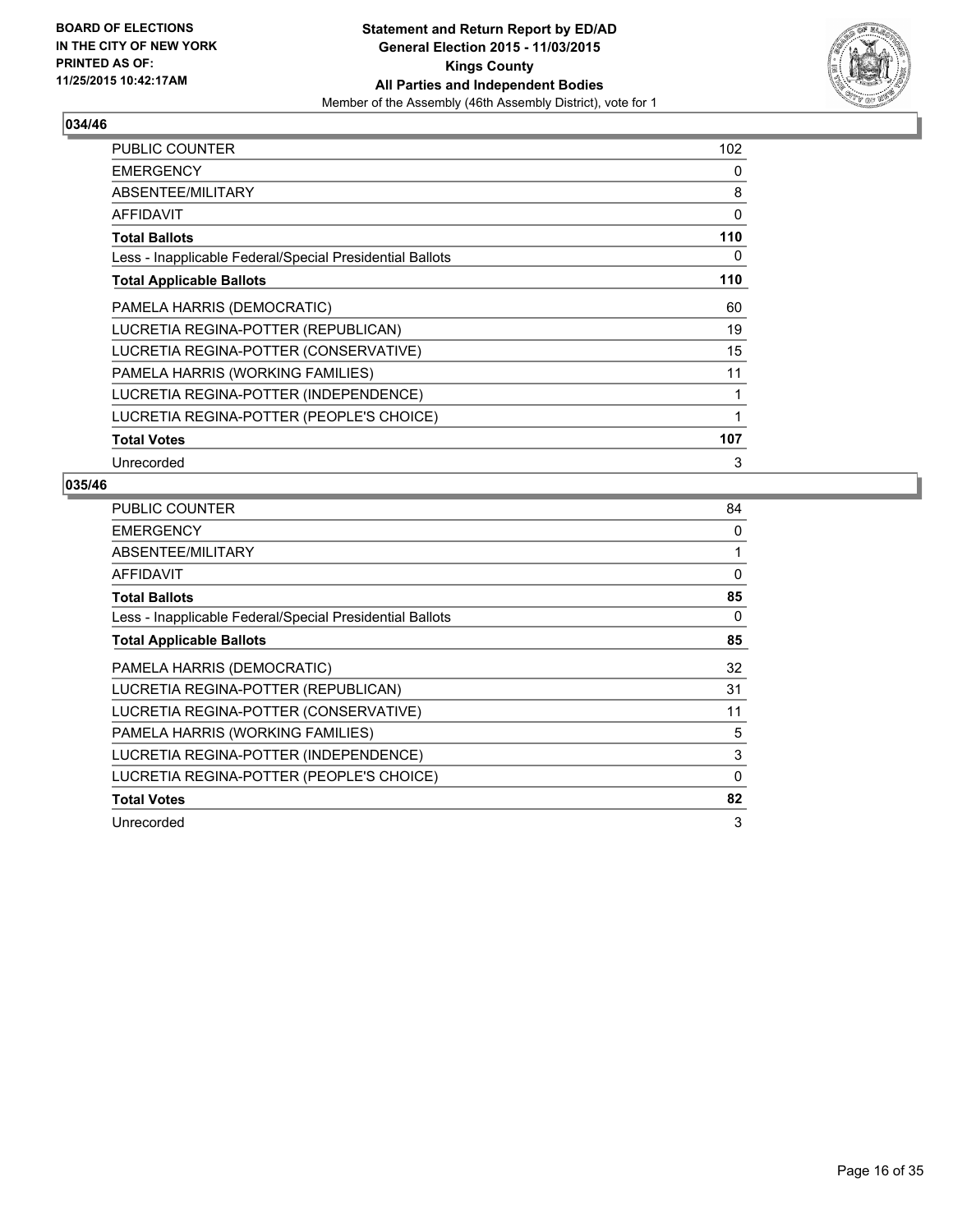**BOARD OF ELECTIONS IN THE CITY OF NEW YORK PRINTED AS OF: 11/25/2015 10:42:17AM**

**Statement and Return Report by ED/AD General Election 2015 - 11/03/2015 Kings County All Parties and Independent Bodies**

Member of the Assembly (46th Assembly District), vote for 1

## 034/46

| | |
|---|---|
| PUBLIC COUNTER | 102 |
| EMERGENCY | 0 |
| ABSENTEE/MILITARY | 8 |
| AFFIDAVIT | 0 |
| **Total Ballots** | **110** |
| Less - Inapplicable Federal/Special Presidential Ballots | 0 |
| **Total Applicable Ballots** | **110** |
| PAMELA HARRIS (DEMOCRATIC) | 60 |
| LUCRETIA REGINA-POTTER (REPUBLICAN) | 19 |
| LUCRETIA REGINA-POTTER (CONSERVATIVE) | 15 |
| PAMELA HARRIS (WORKING FAMILIES) | 11 |
| LUCRETIA REGINA-POTTER (INDEPENDENCE) | 1 |
| LUCRETIA REGINA-POTTER (PEOPLE'S CHOICE) | 1 |
| **Total Votes** | **107** |
| Unrecorded | 3 |

## 035/46

| | |
|---|---|
| PUBLIC COUNTER | 84 |
| EMERGENCY | 0 |
| ABSENTEE/MILITARY | 1 |
| AFFIDAVIT | 0 |
| **Total Ballots** | **85** |
| Less - Inapplicable Federal/Special Presidential Ballots | 0 |
| **Total Applicable Ballots** | **85** |
| PAMELA HARRIS (DEMOCRATIC) | 32 |
| LUCRETIA REGINA-POTTER (REPUBLICAN) | 31 |
| LUCRETIA REGINA-POTTER (CONSERVATIVE) | 11 |
| PAMELA HARRIS (WORKING FAMILIES) | 5 |
| LUCRETIA REGINA-POTTER (INDEPENDENCE) | 3 |
| LUCRETIA REGINA-POTTER (PEOPLE'S CHOICE) | 0 |
| **Total Votes** | **82** |
| Unrecorded | 3 |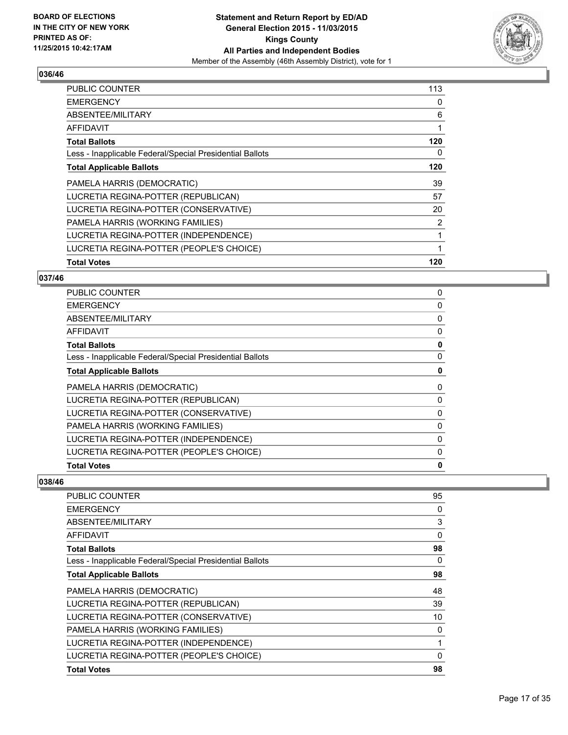### 036/46

| | |
|---|---|
| PUBLIC COUNTER | 113 |
| EMERGENCY | 0 |
| ABSENTEE/MILITARY | 6 |
| AFFIDAVIT | 1 |
| **Total Ballots** | **120** |
| Less - Inapplicable Federal/Special Presidential Ballots | 0 |
| **Total Applicable Ballots** | **120** |
| PAMELA HARRIS (DEMOCRATIC) | 39 |
| LUCRETIA REGINA-POTTER (REPUBLICAN) | 57 |
| LUCRETIA REGINA-POTTER (CONSERVATIVE) | 20 |
| PAMELA HARRIS (WORKING FAMILIES) | 2 |
| LUCRETIA REGINA-POTTER (INDEPENDENCE) | 1 |
| LUCRETIA REGINA-POTTER (PEOPLE'S CHOICE) | 1 |
| **Total Votes** | **120** |

### 037/46

| | |
|---|---|
| PUBLIC COUNTER | 0 |
| EMERGENCY | 0 |
| ABSENTEE/MILITARY | 0 |
| AFFIDAVIT | 0 |
| **Total Ballots** | **0** |
| Less - Inapplicable Federal/Special Presidential Ballots | 0 |
| **Total Applicable Ballots** | **0** |
| PAMELA HARRIS (DEMOCRATIC) | 0 |
| LUCRETIA REGINA-POTTER (REPUBLICAN) | 0 |
| LUCRETIA REGINA-POTTER (CONSERVATIVE) | 0 |
| PAMELA HARRIS (WORKING FAMILIES) | 0 |
| LUCRETIA REGINA-POTTER (INDEPENDENCE) | 0 |
| LUCRETIA REGINA-POTTER (PEOPLE'S CHOICE) | 0 |
| **Total Votes** | **0** |

### 038/46

| | |
|---|---|
| PUBLIC COUNTER | 95 |
| EMERGENCY | 0 |
| ABSENTEE/MILITARY | 3 |
| AFFIDAVIT | 0 |
| **Total Ballots** | **98** |
| Less - Inapplicable Federal/Special Presidential Ballots | 0 |
| **Total Applicable Ballots** | **98** |
| PAMELA HARRIS (DEMOCRATIC) | 48 |
| LUCRETIA REGINA-POTTER (REPUBLICAN) | 39 |
| LUCRETIA REGINA-POTTER (CONSERVATIVE) | 10 |
| PAMELA HARRIS (WORKING FAMILIES) | 0 |
| LUCRETIA REGINA-POTTER (INDEPENDENCE) | 1 |
| LUCRETIA REGINA-POTTER (PEOPLE'S CHOICE) | 0 |
| **Total Votes** | **98** |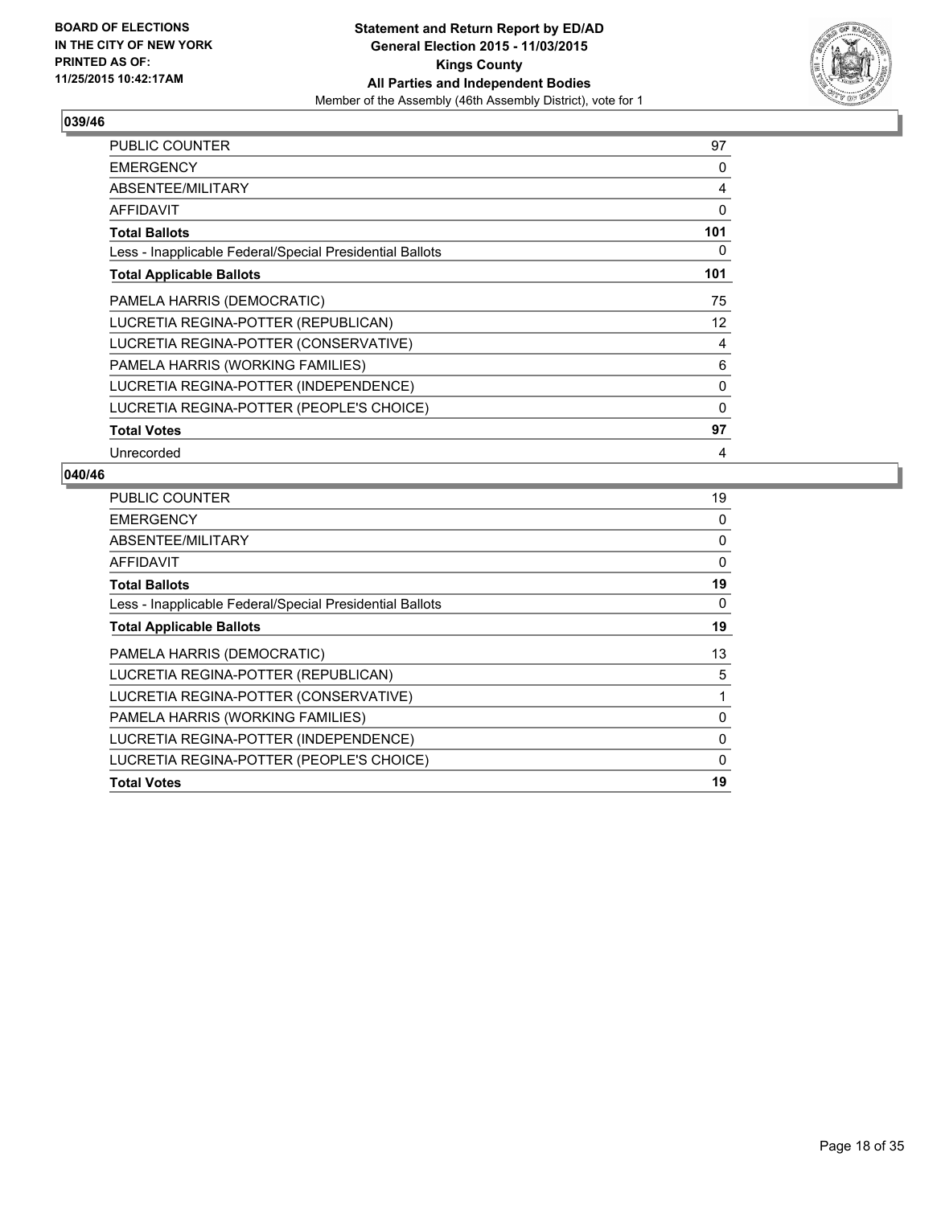BOARD OF ELECTIONS
IN THE CITY OF NEW YORK
PRINTED AS OF:
11/25/2015 10:42:17AM

**Statement and Return Report by ED/AD**
**General Election 2015 - 11/03/2015**
**Kings County**
**All Parties and Independent Bodies**
Member of the Assembly (46th Assembly District), vote for 1

### 039/46

| | |
|---|---|
| PUBLIC COUNTER | 97 |
| EMERGENCY | 0 |
| ABSENTEE/MILITARY | 4 |
| AFFIDAVIT | 0 |
| **Total Ballots** | **101** |
| Less - Inapplicable Federal/Special Presidential Ballots | 0 |
| **Total Applicable Ballots** | **101** |
| PAMELA HARRIS (DEMOCRATIC) | 75 |
| LUCRETIA REGINA-POTTER (REPUBLICAN) | 12 |
| LUCRETIA REGINA-POTTER (CONSERVATIVE) | 4 |
| PAMELA HARRIS (WORKING FAMILIES) | 6 |
| LUCRETIA REGINA-POTTER (INDEPENDENCE) | 0 |
| LUCRETIA REGINA-POTTER (PEOPLE'S CHOICE) | 0 |
| **Total Votes** | **97** |
| Unrecorded | 4 |

### 040/46

| | |
|---|---|
| PUBLIC COUNTER | 19 |
| EMERGENCY | 0 |
| ABSENTEE/MILITARY | 0 |
| AFFIDAVIT | 0 |
| **Total Ballots** | **19** |
| Less - Inapplicable Federal/Special Presidential Ballots | 0 |
| **Total Applicable Ballots** | **19** |
| PAMELA HARRIS (DEMOCRATIC) | 13 |
| LUCRETIA REGINA-POTTER (REPUBLICAN) | 5 |
| LUCRETIA REGINA-POTTER (CONSERVATIVE) | 1 |
| PAMELA HARRIS (WORKING FAMILIES) | 0 |
| LUCRETIA REGINA-POTTER (INDEPENDENCE) | 0 |
| LUCRETIA REGINA-POTTER (PEOPLE'S CHOICE) | 0 |
| **Total Votes** | **19** |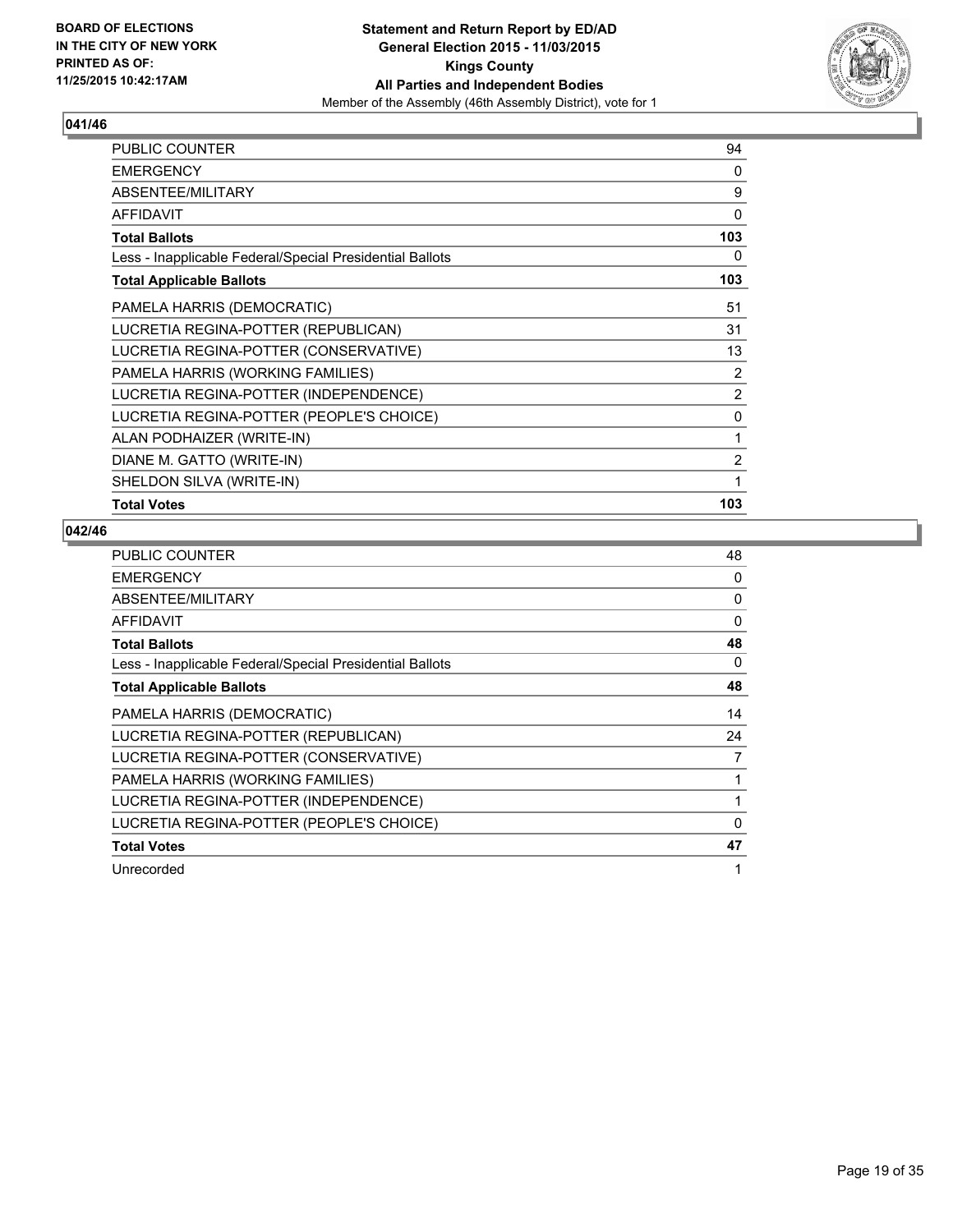**Statement and Return Report by ED/AD**
**General Election 2015 - 11/03/2015**
**Kings County**
**All Parties and Independent Bodies**
Member of the Assembly (46th Assembly District), vote for 1

BOARD OF ELECTIONS IN THE CITY OF NEW YORK PRINTED AS OF: 11/25/2015 10:42:17AM

### 041/46

| | |
|---|---|
| PUBLIC COUNTER | 94 |
| EMERGENCY | 0 |
| ABSENTEE/MILITARY | 9 |
| AFFIDAVIT | 0 |
| **Total Ballots** | **103** |
| Less - Inapplicable Federal/Special Presidential Ballots | 0 |
| **Total Applicable Ballots** | **103** |
| PAMELA HARRIS (DEMOCRATIC) | 51 |
| LUCRETIA REGINA-POTTER (REPUBLICAN) | 31 |
| LUCRETIA REGINA-POTTER (CONSERVATIVE) | 13 |
| PAMELA HARRIS (WORKING FAMILIES) | 2 |
| LUCRETIA REGINA-POTTER (INDEPENDENCE) | 2 |
| LUCRETIA REGINA-POTTER (PEOPLE'S CHOICE) | 0 |
| ALAN PODHAIZER (WRITE-IN) | 1 |
| DIANE M. GATTO (WRITE-IN) | 2 |
| SHELDON SILVA (WRITE-IN) | 1 |
| **Total Votes** | **103** |

### 042/46

| | |
|---|---|
| PUBLIC COUNTER | 48 |
| EMERGENCY | 0 |
| ABSENTEE/MILITARY | 0 |
| AFFIDAVIT | 0 |
| **Total Ballots** | **48** |
| Less - Inapplicable Federal/Special Presidential Ballots | 0 |
| **Total Applicable Ballots** | **48** |
| PAMELA HARRIS (DEMOCRATIC) | 14 |
| LUCRETIA REGINA-POTTER (REPUBLICAN) | 24 |
| LUCRETIA REGINA-POTTER (CONSERVATIVE) | 7 |
| PAMELA HARRIS (WORKING FAMILIES) | 1 |
| LUCRETIA REGINA-POTTER (INDEPENDENCE) | 1 |
| LUCRETIA REGINA-POTTER (PEOPLE'S CHOICE) | 0 |
| **Total Votes** | **47** |
| Unrecorded | 1 |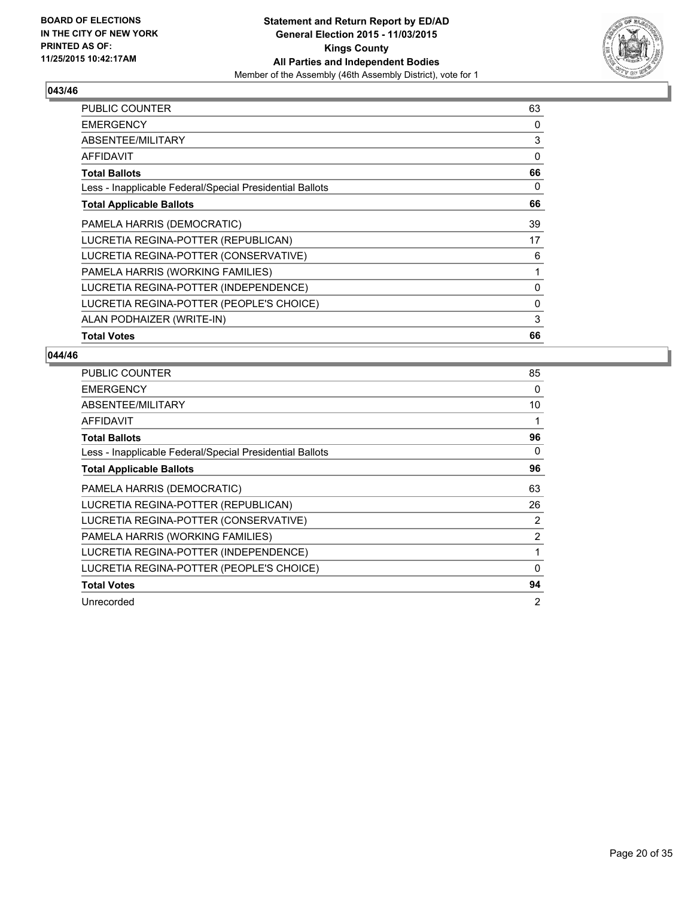**BOARD OF ELECTIONS IN THE CITY OF NEW YORK PRINTED AS OF: 11/25/2015 10:42:17AM**

**Statement and Return Report by ED/AD General Election 2015 - 11/03/2015 Kings County All Parties and Independent Bodies**

Member of the Assembly (46th Assembly District), vote for 1

### 043/46

| | |
|---|---|
| PUBLIC COUNTER | 63 |
| EMERGENCY | 0 |
| ABSENTEE/MILITARY | 3 |
| AFFIDAVIT | 0 |
| **Total Ballots** | **66** |
| Less - Inapplicable Federal/Special Presidential Ballots | 0 |
| **Total Applicable Ballots** | **66** |
| PAMELA HARRIS (DEMOCRATIC) | 39 |
| LUCRETIA REGINA-POTTER (REPUBLICAN) | 17 |
| LUCRETIA REGINA-POTTER (CONSERVATIVE) | 6 |
| PAMELA HARRIS (WORKING FAMILIES) | 1 |
| LUCRETIA REGINA-POTTER (INDEPENDENCE) | 0 |
| LUCRETIA REGINA-POTTER (PEOPLE'S CHOICE) | 0 |
| ALAN PODHAIZER (WRITE-IN) | 3 |
| **Total Votes** | **66** |

### 044/46

| | |
|---|---|
| PUBLIC COUNTER | 85 |
| EMERGENCY | 0 |
| ABSENTEE/MILITARY | 10 |
| AFFIDAVIT | 1 |
| **Total Ballots** | **96** |
| Less - Inapplicable Federal/Special Presidential Ballots | 0 |
| **Total Applicable Ballots** | **96** |
| PAMELA HARRIS (DEMOCRATIC) | 63 |
| LUCRETIA REGINA-POTTER (REPUBLICAN) | 26 |
| LUCRETIA REGINA-POTTER (CONSERVATIVE) | 2 |
| PAMELA HARRIS (WORKING FAMILIES) | 2 |
| LUCRETIA REGINA-POTTER (INDEPENDENCE) | 1 |
| LUCRETIA REGINA-POTTER (PEOPLE'S CHOICE) | 0 |
| **Total Votes** | **94** |
| Unrecorded | 2 |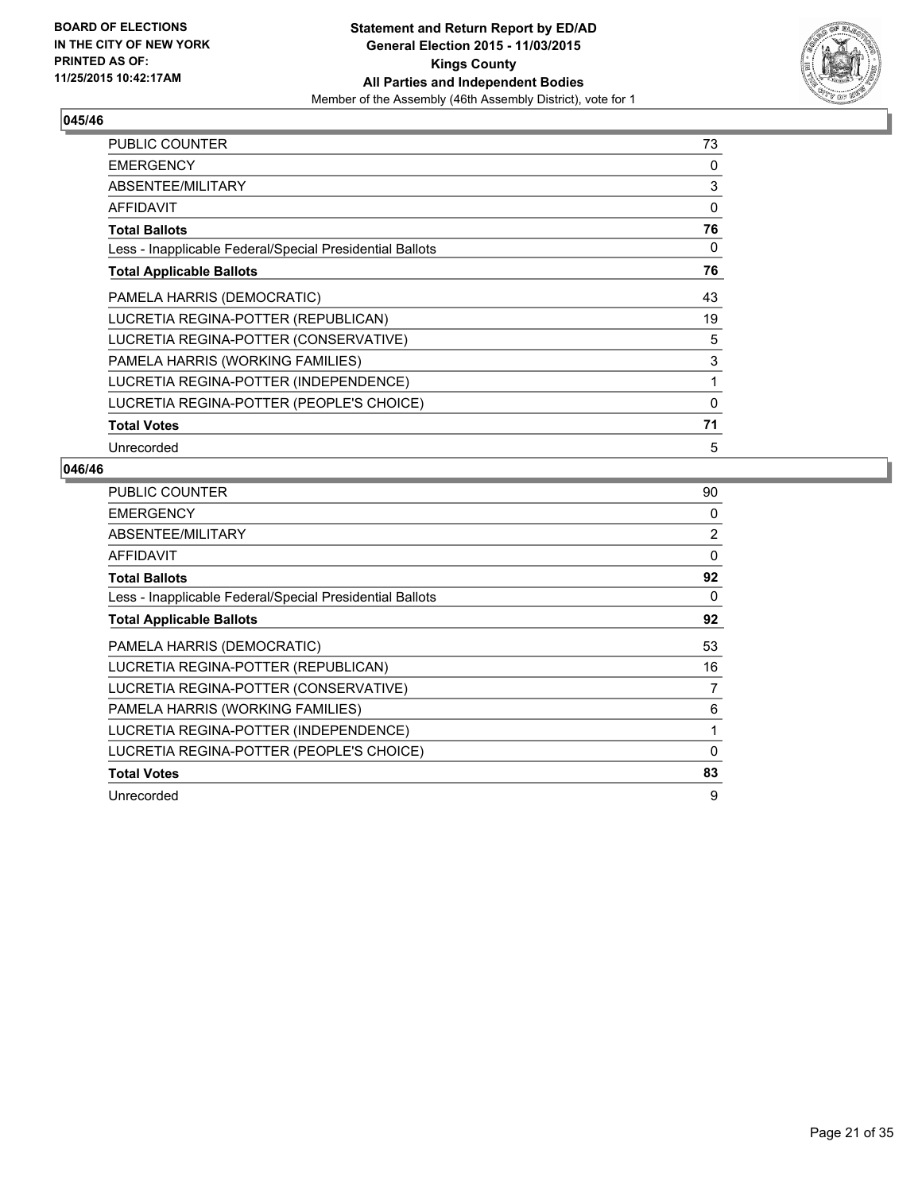**BOARD OF ELECTIONS IN THE CITY OF NEW YORK PRINTED AS OF: 11/25/2015 10:42:17AM**

**Statement and Return Report by ED/AD General Election 2015 - 11/03/2015 Kings County All Parties and Independent Bodies**

Member of the Assembly (46th Assembly District), vote for 1

## 045/46

| | |
|---|---|
| PUBLIC COUNTER | 73 |
| EMERGENCY | 0 |
| ABSENTEE/MILITARY | 3 |
| AFFIDAVIT | 0 |
| **Total Ballots** | **76** |
| Less - Inapplicable Federal/Special Presidential Ballots | 0 |
| **Total Applicable Ballots** | **76** |
| PAMELA HARRIS (DEMOCRATIC) | 43 |
| LUCRETIA REGINA-POTTER (REPUBLICAN) | 19 |
| LUCRETIA REGINA-POTTER (CONSERVATIVE) | 5 |
| PAMELA HARRIS (WORKING FAMILIES) | 3 |
| LUCRETIA REGINA-POTTER (INDEPENDENCE) | 1 |
| LUCRETIA REGINA-POTTER (PEOPLE'S CHOICE) | 0 |
| **Total Votes** | **71** |
| Unrecorded | 5 |

## 046/46

| | |
|---|---|
| PUBLIC COUNTER | 90 |
| EMERGENCY | 0 |
| ABSENTEE/MILITARY | 2 |
| AFFIDAVIT | 0 |
| **Total Ballots** | **92** |
| Less - Inapplicable Federal/Special Presidential Ballots | 0 |
| **Total Applicable Ballots** | **92** |
| PAMELA HARRIS (DEMOCRATIC) | 53 |
| LUCRETIA REGINA-POTTER (REPUBLICAN) | 16 |
| LUCRETIA REGINA-POTTER (CONSERVATIVE) | 7 |
| PAMELA HARRIS (WORKING FAMILIES) | 6 |
| LUCRETIA REGINA-POTTER (INDEPENDENCE) | 1 |
| LUCRETIA REGINA-POTTER (PEOPLE'S CHOICE) | 0 |
| **Total Votes** | **83** |
| Unrecorded | 9 |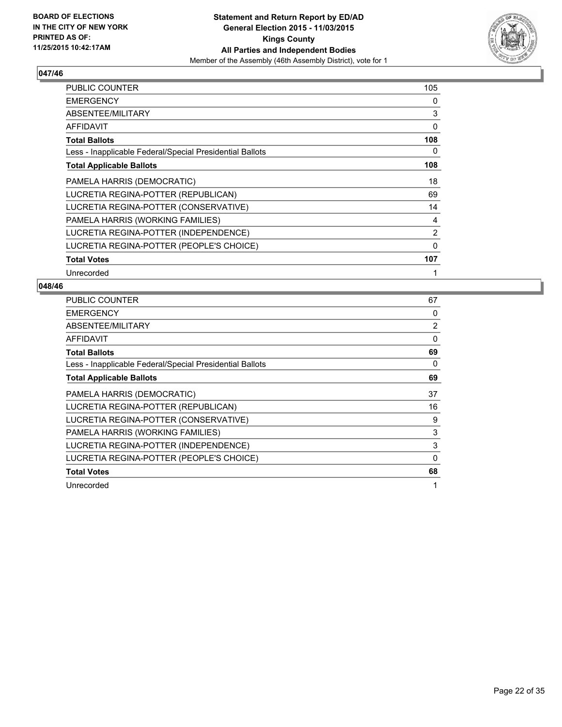**BOARD OF ELECTIONS IN THE CITY OF NEW YORK PRINTED AS OF: 11/25/2015 10:42:17AM**

**Statement and Return Report by ED/AD General Election 2015 - 11/03/2015 Kings County All Parties and Independent Bodies**

Member of the Assembly (46th Assembly District), vote for 1

## 047/46

| | |
|---|---|
| PUBLIC COUNTER | 105 |
| EMERGENCY | 0 |
| ABSENTEE/MILITARY | 3 |
| AFFIDAVIT | 0 |
| **Total Ballots** | **108** |
| Less - Inapplicable Federal/Special Presidential Ballots | 0 |
| **Total Applicable Ballots** | **108** |
| PAMELA HARRIS (DEMOCRATIC) | 18 |
| LUCRETIA REGINA-POTTER (REPUBLICAN) | 69 |
| LUCRETIA REGINA-POTTER (CONSERVATIVE) | 14 |
| PAMELA HARRIS (WORKING FAMILIES) | 4 |
| LUCRETIA REGINA-POTTER (INDEPENDENCE) | 2 |
| LUCRETIA REGINA-POTTER (PEOPLE'S CHOICE) | 0 |
| **Total Votes** | **107** |
| Unrecorded | 1 |

## 048/46

| | |
|---|---|
| PUBLIC COUNTER | 67 |
| EMERGENCY | 0 |
| ABSENTEE/MILITARY | 2 |
| AFFIDAVIT | 0 |
| **Total Ballots** | **69** |
| Less - Inapplicable Federal/Special Presidential Ballots | 0 |
| **Total Applicable Ballots** | **69** |
| PAMELA HARRIS (DEMOCRATIC) | 37 |
| LUCRETIA REGINA-POTTER (REPUBLICAN) | 16 |
| LUCRETIA REGINA-POTTER (CONSERVATIVE) | 9 |
| PAMELA HARRIS (WORKING FAMILIES) | 3 |
| LUCRETIA REGINA-POTTER (INDEPENDENCE) | 3 |
| LUCRETIA REGINA-POTTER (PEOPLE'S CHOICE) | 0 |
| **Total Votes** | **68** |
| Unrecorded | 1 |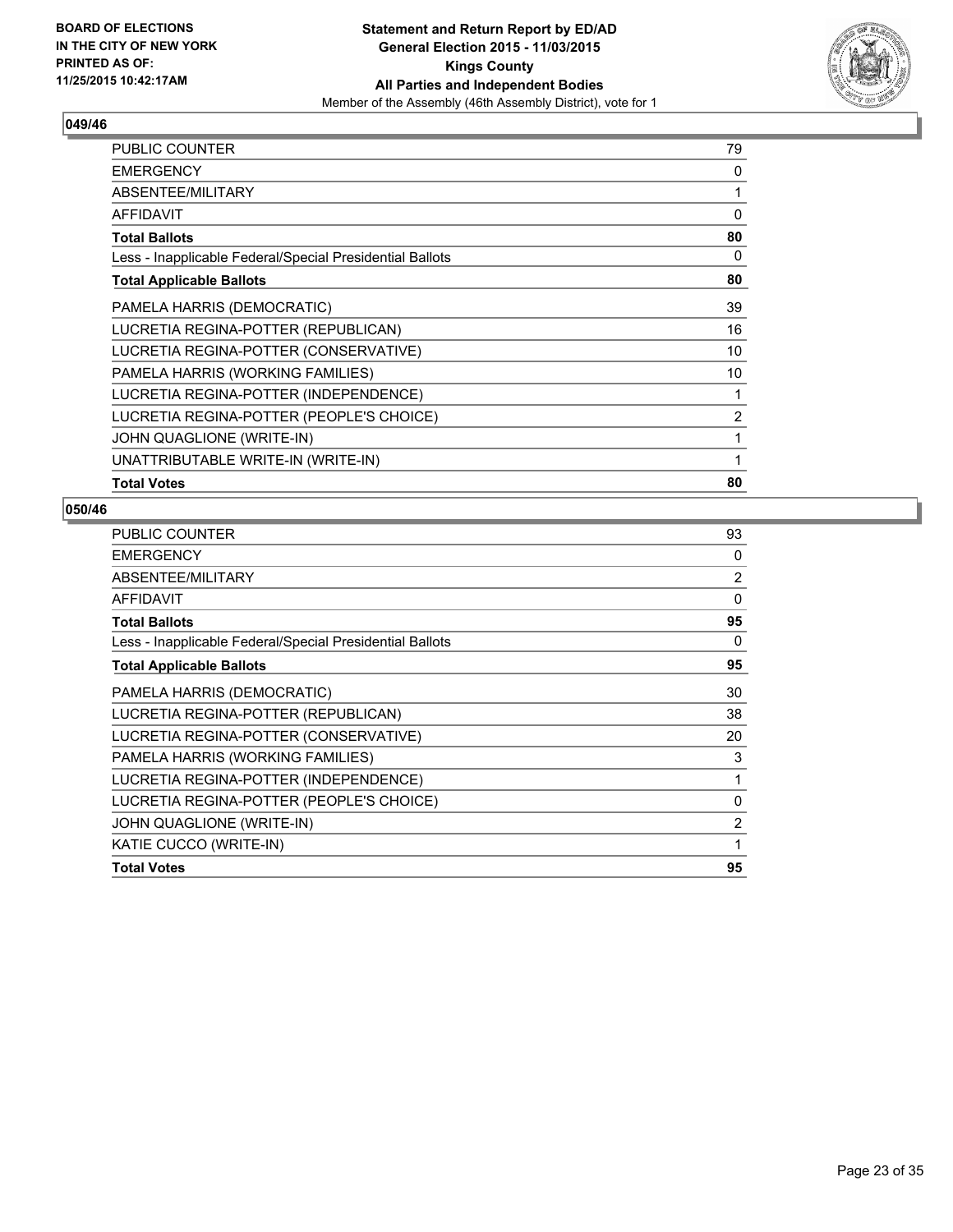**BOARD OF ELECTIONS IN THE CITY OF NEW YORK PRINTED AS OF: 11/25/2015 10:42:17AM**

**Statement and Return Report by ED/AD General Election 2015 - 11/03/2015 Kings County All Parties and Independent Bodies**

Member of the Assembly (46th Assembly District), vote for 1

### 049/46

| | |
|---|---|
| PUBLIC COUNTER | 79 |
| EMERGENCY | 0 |
| ABSENTEE/MILITARY | 1 |
| AFFIDAVIT | 0 |
| **Total Ballots** | **80** |
| Less - Inapplicable Federal/Special Presidential Ballots | 0 |
| **Total Applicable Ballots** | **80** |
| PAMELA HARRIS (DEMOCRATIC) | 39 |
| LUCRETIA REGINA-POTTER (REPUBLICAN) | 16 |
| LUCRETIA REGINA-POTTER (CONSERVATIVE) | 10 |
| PAMELA HARRIS (WORKING FAMILIES) | 10 |
| LUCRETIA REGINA-POTTER (INDEPENDENCE) | 1 |
| LUCRETIA REGINA-POTTER (PEOPLE'S CHOICE) | 2 |
| JOHN QUAGLIONE (WRITE-IN) | 1 |
| UNATTRIBUTABLE WRITE-IN (WRITE-IN) | 1 |
| **Total Votes** | **80** |

### 050/46

| | |
|---|---|
| PUBLIC COUNTER | 93 |
| EMERGENCY | 0 |
| ABSENTEE/MILITARY | 2 |
| AFFIDAVIT | 0 |
| **Total Ballots** | **95** |
| Less - Inapplicable Federal/Special Presidential Ballots | 0 |
| **Total Applicable Ballots** | **95** |
| PAMELA HARRIS (DEMOCRATIC) | 30 |
| LUCRETIA REGINA-POTTER (REPUBLICAN) | 38 |
| LUCRETIA REGINA-POTTER (CONSERVATIVE) | 20 |
| PAMELA HARRIS (WORKING FAMILIES) | 3 |
| LUCRETIA REGINA-POTTER (INDEPENDENCE) | 1 |
| LUCRETIA REGINA-POTTER (PEOPLE'S CHOICE) | 0 |
| JOHN QUAGLIONE (WRITE-IN) | 2 |
| KATIE CUCCO (WRITE-IN) | 1 |
| **Total Votes** | **95** |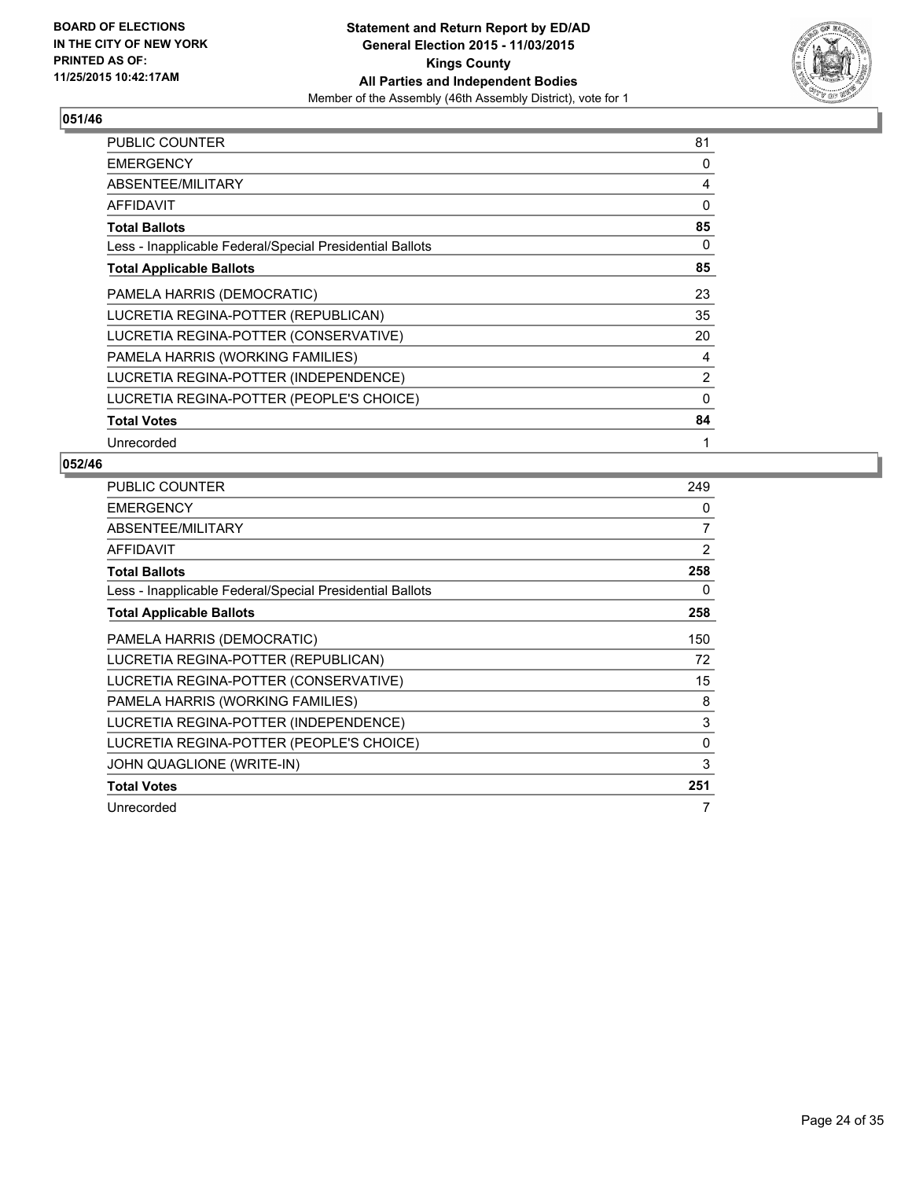**BOARD OF ELECTIONS IN THE CITY OF NEW YORK PRINTED AS OF: 11/25/2015 10:42:17AM**

**Statement and Return Report by ED/AD General Election 2015 - 11/03/2015 Kings County All Parties and Independent Bodies**
Member of the Assembly (46th Assembly District), vote for 1

## 051/46

| | |
|---|---|
| PUBLIC COUNTER | 81 |
| EMERGENCY | 0 |
| ABSENTEE/MILITARY | 4 |
| AFFIDAVIT | 0 |
| **Total Ballots** | **85** |
| Less - Inapplicable Federal/Special Presidential Ballots | 0 |
| **Total Applicable Ballots** | **85** |
| PAMELA HARRIS (DEMOCRATIC) | 23 |
| LUCRETIA REGINA-POTTER (REPUBLICAN) | 35 |
| LUCRETIA REGINA-POTTER (CONSERVATIVE) | 20 |
| PAMELA HARRIS (WORKING FAMILIES) | 4 |
| LUCRETIA REGINA-POTTER (INDEPENDENCE) | 2 |
| LUCRETIA REGINA-POTTER (PEOPLE'S CHOICE) | 0 |
| **Total Votes** | **84** |
| Unrecorded | 1 |

## 052/46

| | |
|---|---|
| PUBLIC COUNTER | 249 |
| EMERGENCY | 0 |
| ABSENTEE/MILITARY | 7 |
| AFFIDAVIT | 2 |
| **Total Ballots** | **258** |
| Less - Inapplicable Federal/Special Presidential Ballots | 0 |
| **Total Applicable Ballots** | **258** |
| PAMELA HARRIS (DEMOCRATIC) | 150 |
| LUCRETIA REGINA-POTTER (REPUBLICAN) | 72 |
| LUCRETIA REGINA-POTTER (CONSERVATIVE) | 15 |
| PAMELA HARRIS (WORKING FAMILIES) | 8 |
| LUCRETIA REGINA-POTTER (INDEPENDENCE) | 3 |
| LUCRETIA REGINA-POTTER (PEOPLE'S CHOICE) | 0 |
| JOHN QUAGLIONE (WRITE-IN) | 3 |
| **Total Votes** | **251** |
| Unrecorded | 7 |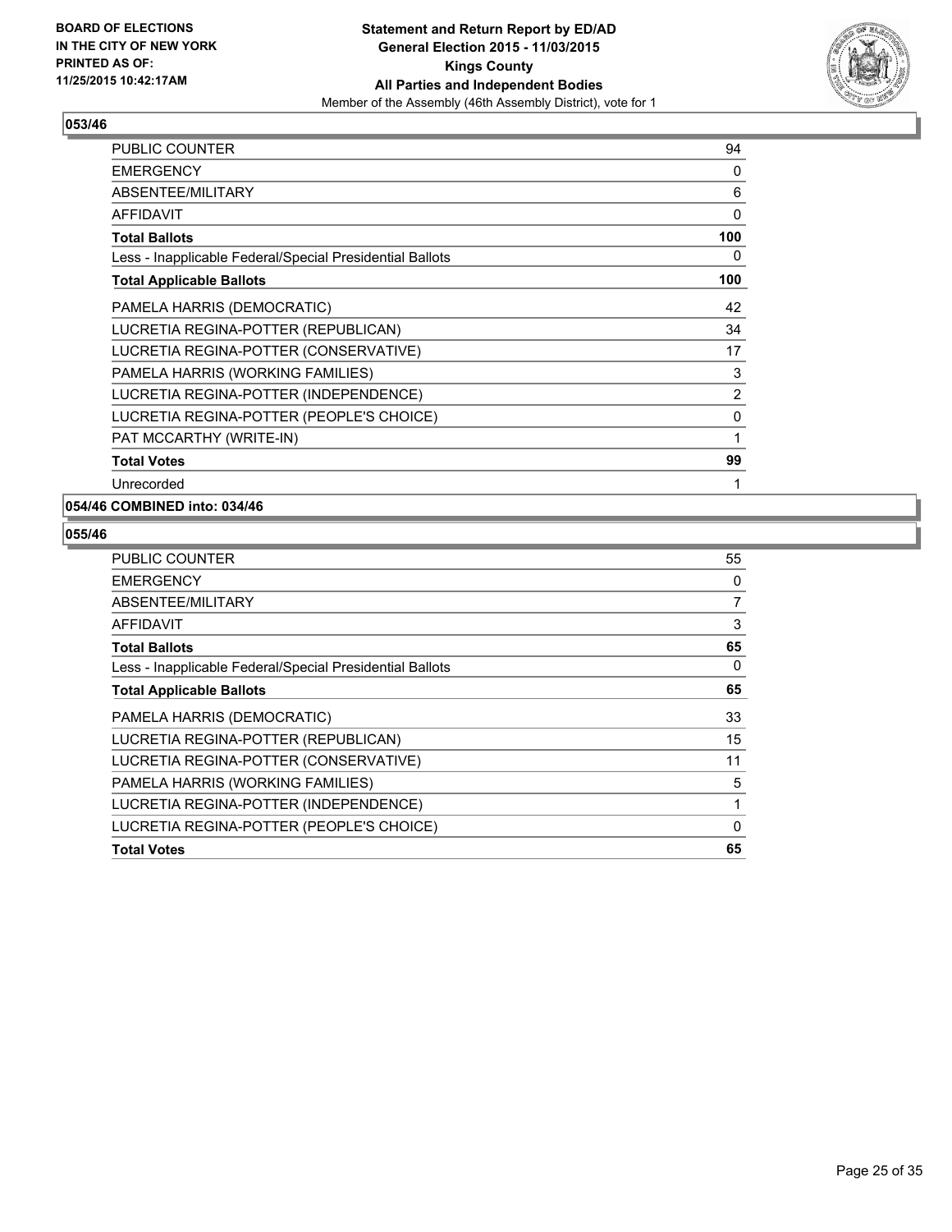### 053/46

| | |
|---|---|
| PUBLIC COUNTER | 94 |
| EMERGENCY | 0 |
| ABSENTEE/MILITARY | 6 |
| AFFIDAVIT | 0 |
| **Total Ballots** | **100** |
| Less - Inapplicable Federal/Special Presidential Ballots | 0 |
| **Total Applicable Ballots** | **100** |
| PAMELA HARRIS (DEMOCRATIC) | 42 |
| LUCRETIA REGINA-POTTER (REPUBLICAN) | 34 |
| LUCRETIA REGINA-POTTER (CONSERVATIVE) | 17 |
| PAMELA HARRIS (WORKING FAMILIES) | 3 |
| LUCRETIA REGINA-POTTER (INDEPENDENCE) | 2 |
| LUCRETIA REGINA-POTTER (PEOPLE'S CHOICE) | 0 |
| PAT MCCARTHY (WRITE-IN) | 1 |
| **Total Votes** | **99** |
| Unrecorded | 1 |

### 054/46 COMBINED into: 034/46

### 055/46

| | |
|---|---|
| PUBLIC COUNTER | 55 |
| EMERGENCY | 0 |
| ABSENTEE/MILITARY | 7 |
| AFFIDAVIT | 3 |
| **Total Ballots** | **65** |
| Less - Inapplicable Federal/Special Presidential Ballots | 0 |
| **Total Applicable Ballots** | **65** |
| PAMELA HARRIS (DEMOCRATIC) | 33 |
| LUCRETIA REGINA-POTTER (REPUBLICAN) | 15 |
| LUCRETIA REGINA-POTTER (CONSERVATIVE) | 11 |
| PAMELA HARRIS (WORKING FAMILIES) | 5 |
| LUCRETIA REGINA-POTTER (INDEPENDENCE) | 1 |
| LUCRETIA REGINA-POTTER (PEOPLE'S CHOICE) | 0 |
| **Total Votes** | **65** |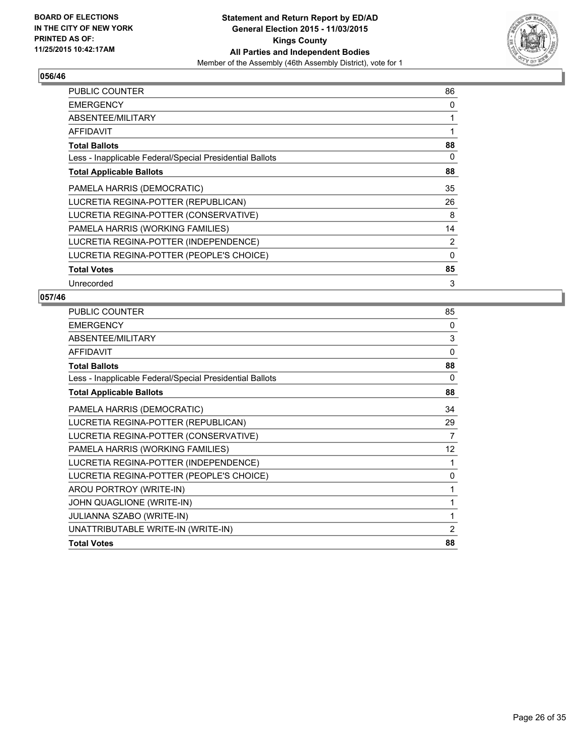BOARD OF ELECTIONS
IN THE CITY OF NEW YORK
PRINTED AS OF:
11/25/2015 10:42:17AM

**Statement and Return Report by ED/AD**
**General Election 2015 - 11/03/2015**
**Kings County**
**All Parties and Independent Bodies**
Member of the Assembly (46th Assembly District), vote for 1

### 056/46

| | |
|---|---|
| PUBLIC COUNTER | 86 |
| EMERGENCY | 0 |
| ABSENTEE/MILITARY | 1 |
| AFFIDAVIT | 1 |
| **Total Ballots** | **88** |
| Less - Inapplicable Federal/Special Presidential Ballots | 0 |
| **Total Applicable Ballots** | **88** |
| PAMELA HARRIS (DEMOCRATIC) | 35 |
| LUCRETIA REGINA-POTTER (REPUBLICAN) | 26 |
| LUCRETIA REGINA-POTTER (CONSERVATIVE) | 8 |
| PAMELA HARRIS (WORKING FAMILIES) | 14 |
| LUCRETIA REGINA-POTTER (INDEPENDENCE) | 2 |
| LUCRETIA REGINA-POTTER (PEOPLE'S CHOICE) | 0 |
| **Total Votes** | **85** |
| Unrecorded | 3 |

### 057/46

| | |
|---|---|
| PUBLIC COUNTER | 85 |
| EMERGENCY | 0 |
| ABSENTEE/MILITARY | 3 |
| AFFIDAVIT | 0 |
| **Total Ballots** | **88** |
| Less - Inapplicable Federal/Special Presidential Ballots | 0 |
| **Total Applicable Ballots** | **88** |
| PAMELA HARRIS (DEMOCRATIC) | 34 |
| LUCRETIA REGINA-POTTER (REPUBLICAN) | 29 |
| LUCRETIA REGINA-POTTER (CONSERVATIVE) | 7 |
| PAMELA HARRIS (WORKING FAMILIES) | 12 |
| LUCRETIA REGINA-POTTER (INDEPENDENCE) | 1 |
| LUCRETIA REGINA-POTTER (PEOPLE'S CHOICE) | 0 |
| AROU PORTROY (WRITE-IN) | 1 |
| JOHN QUAGLIONE (WRITE-IN) | 1 |
| JULIANNA SZABO (WRITE-IN) | 1 |
| UNATTRIBUTABLE WRITE-IN (WRITE-IN) | 2 |
| **Total Votes** | **88** |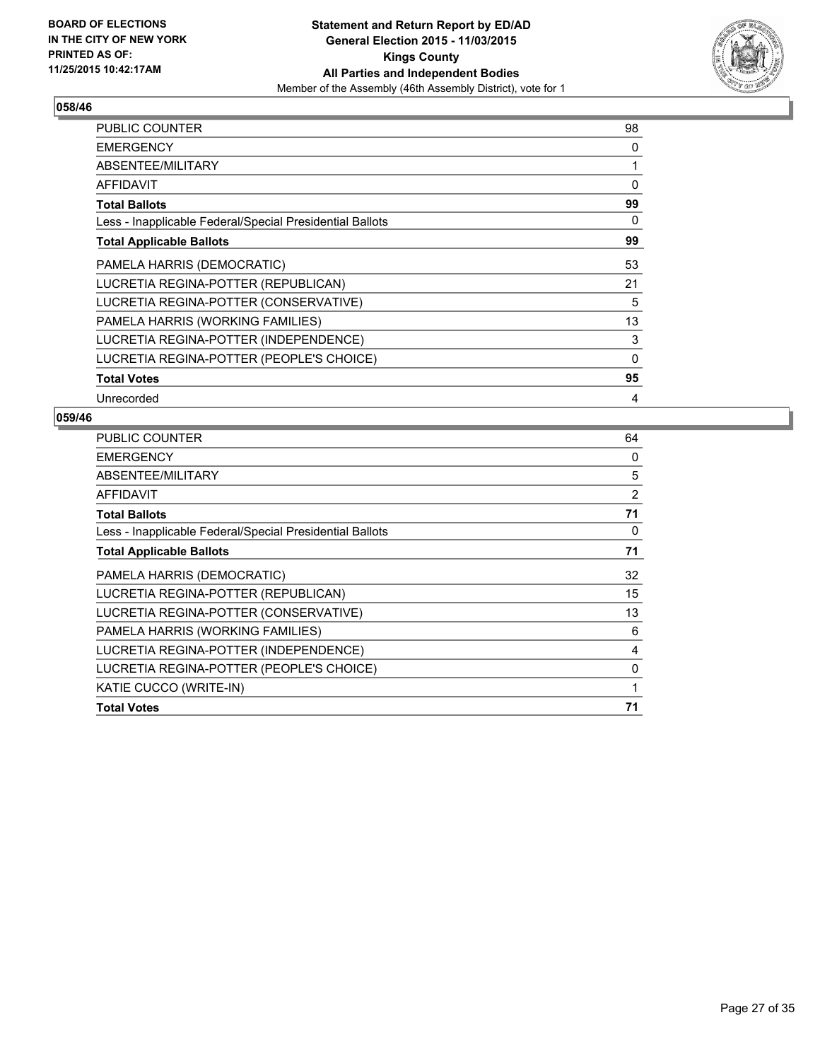**BOARD OF ELECTIONS IN THE CITY OF NEW YORK PRINTED AS OF: 11/25/2015 10:42:17AM**

**Statement and Return Report by ED/AD**
**General Election 2015 - 11/03/2015**
**Kings County**
**All Parties and Independent Bodies**
Member of the Assembly (46th Assembly District), vote for 1

### 058/46

| | |
|---|---|
| PUBLIC COUNTER | 98 |
| EMERGENCY | 0 |
| ABSENTEE/MILITARY | 1 |
| AFFIDAVIT | 0 |
| **Total Ballots** | **99** |
| Less - Inapplicable Federal/Special Presidential Ballots | 0 |
| **Total Applicable Ballots** | **99** |
| PAMELA HARRIS (DEMOCRATIC) | 53 |
| LUCRETIA REGINA-POTTER (REPUBLICAN) | 21 |
| LUCRETIA REGINA-POTTER (CONSERVATIVE) | 5 |
| PAMELA HARRIS (WORKING FAMILIES) | 13 |
| LUCRETIA REGINA-POTTER (INDEPENDENCE) | 3 |
| LUCRETIA REGINA-POTTER (PEOPLE'S CHOICE) | 0 |
| **Total Votes** | **95** |
| Unrecorded | 4 |

### 059/46

| | |
|---|---|
| PUBLIC COUNTER | 64 |
| EMERGENCY | 0 |
| ABSENTEE/MILITARY | 5 |
| AFFIDAVIT | 2 |
| **Total Ballots** | **71** |
| Less - Inapplicable Federal/Special Presidential Ballots | 0 |
| **Total Applicable Ballots** | **71** |
| PAMELA HARRIS (DEMOCRATIC) | 32 |
| LUCRETIA REGINA-POTTER (REPUBLICAN) | 15 |
| LUCRETIA REGINA-POTTER (CONSERVATIVE) | 13 |
| PAMELA HARRIS (WORKING FAMILIES) | 6 |
| LUCRETIA REGINA-POTTER (INDEPENDENCE) | 4 |
| LUCRETIA REGINA-POTTER (PEOPLE'S CHOICE) | 0 |
| KATIE CUCCO (WRITE-IN) | 1 |
| **Total Votes** | **71** |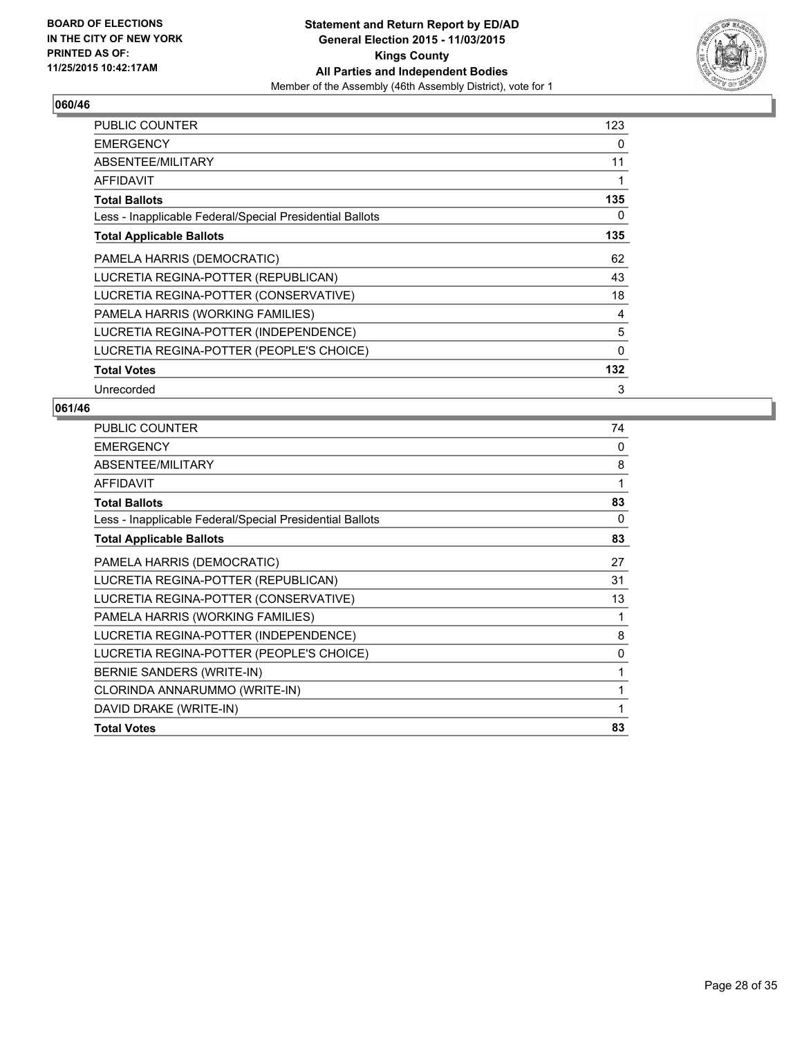BOARD OF ELECTIONS IN THE CITY OF NEW YORK PRINTED AS OF: 11/25/2015 10:42:17AM

**Statement and Return Report by ED/AD**
**General Election 2015 - 11/03/2015**
**Kings County**
**All Parties and Independent Bodies**
Member of the Assembly (46th Assembly District), vote for 1

## 060/46

| | |
|---|---|
| PUBLIC COUNTER | 123 |
| EMERGENCY | 0 |
| ABSENTEE/MILITARY | 11 |
| AFFIDAVIT | 1 |
| **Total Ballots** | **135** |
| Less - Inapplicable Federal/Special Presidential Ballots | 0 |
| **Total Applicable Ballots** | **135** |
| PAMELA HARRIS (DEMOCRATIC) | 62 |
| LUCRETIA REGINA-POTTER (REPUBLICAN) | 43 |
| LUCRETIA REGINA-POTTER (CONSERVATIVE) | 18 |
| PAMELA HARRIS (WORKING FAMILIES) | 4 |
| LUCRETIA REGINA-POTTER (INDEPENDENCE) | 5 |
| LUCRETIA REGINA-POTTER (PEOPLE'S CHOICE) | 0 |
| **Total Votes** | **132** |
| Unrecorded | 3 |

## 061/46

| | |
|---|---|
| PUBLIC COUNTER | 74 |
| EMERGENCY | 0 |
| ABSENTEE/MILITARY | 8 |
| AFFIDAVIT | 1 |
| **Total Ballots** | **83** |
| Less - Inapplicable Federal/Special Presidential Ballots | 0 |
| **Total Applicable Ballots** | **83** |
| PAMELA HARRIS (DEMOCRATIC) | 27 |
| LUCRETIA REGINA-POTTER (REPUBLICAN) | 31 |
| LUCRETIA REGINA-POTTER (CONSERVATIVE) | 13 |
| PAMELA HARRIS (WORKING FAMILIES) | 1 |
| LUCRETIA REGINA-POTTER (INDEPENDENCE) | 8 |
| LUCRETIA REGINA-POTTER (PEOPLE'S CHOICE) | 0 |
| BERNIE SANDERS (WRITE-IN) | 1 |
| CLORINDA ANNARUMMO (WRITE-IN) | 1 |
| DAVID DRAKE (WRITE-IN) | 1 |
| **Total Votes** | **83** |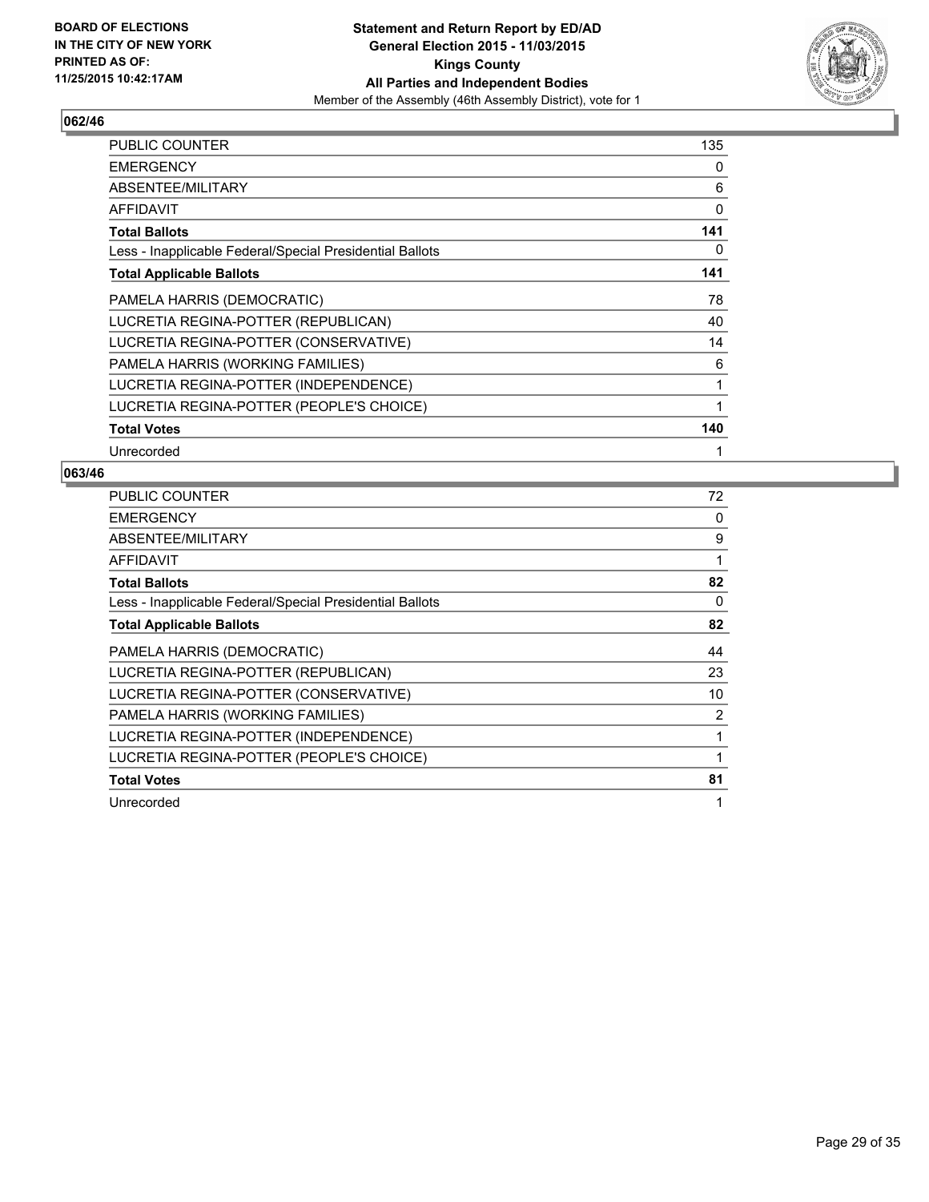BOARD OF ELECTIONS
IN THE CITY OF NEW YORK
PRINTED AS OF:
11/25/2015 10:42:17AM

**Statement and Return Report by ED/AD**
**General Election 2015 - 11/03/2015**
**Kings County**
**All Parties and Independent Bodies**
Member of the Assembly (46th Assembly District), vote for 1

### 062/46

| | |
|---|---|
| PUBLIC COUNTER | 135 |
| EMERGENCY | 0 |
| ABSENTEE/MILITARY | 6 |
| AFFIDAVIT | 0 |
| **Total Ballots** | **141** |
| Less - Inapplicable Federal/Special Presidential Ballots | 0 |
| **Total Applicable Ballots** | **141** |
| PAMELA HARRIS (DEMOCRATIC) | 78 |
| LUCRETIA REGINA-POTTER (REPUBLICAN) | 40 |
| LUCRETIA REGINA-POTTER (CONSERVATIVE) | 14 |
| PAMELA HARRIS (WORKING FAMILIES) | 6 |
| LUCRETIA REGINA-POTTER (INDEPENDENCE) | 1 |
| LUCRETIA REGINA-POTTER (PEOPLE'S CHOICE) | 1 |
| **Total Votes** | **140** |
| Unrecorded | 1 |

### 063/46

| | |
|---|---|
| PUBLIC COUNTER | 72 |
| EMERGENCY | 0 |
| ABSENTEE/MILITARY | 9 |
| AFFIDAVIT | 1 |
| **Total Ballots** | **82** |
| Less - Inapplicable Federal/Special Presidential Ballots | 0 |
| **Total Applicable Ballots** | **82** |
| PAMELA HARRIS (DEMOCRATIC) | 44 |
| LUCRETIA REGINA-POTTER (REPUBLICAN) | 23 |
| LUCRETIA REGINA-POTTER (CONSERVATIVE) | 10 |
| PAMELA HARRIS (WORKING FAMILIES) | 2 |
| LUCRETIA REGINA-POTTER (INDEPENDENCE) | 1 |
| LUCRETIA REGINA-POTTER (PEOPLE'S CHOICE) | 1 |
| **Total Votes** | **81** |
| Unrecorded | 1 |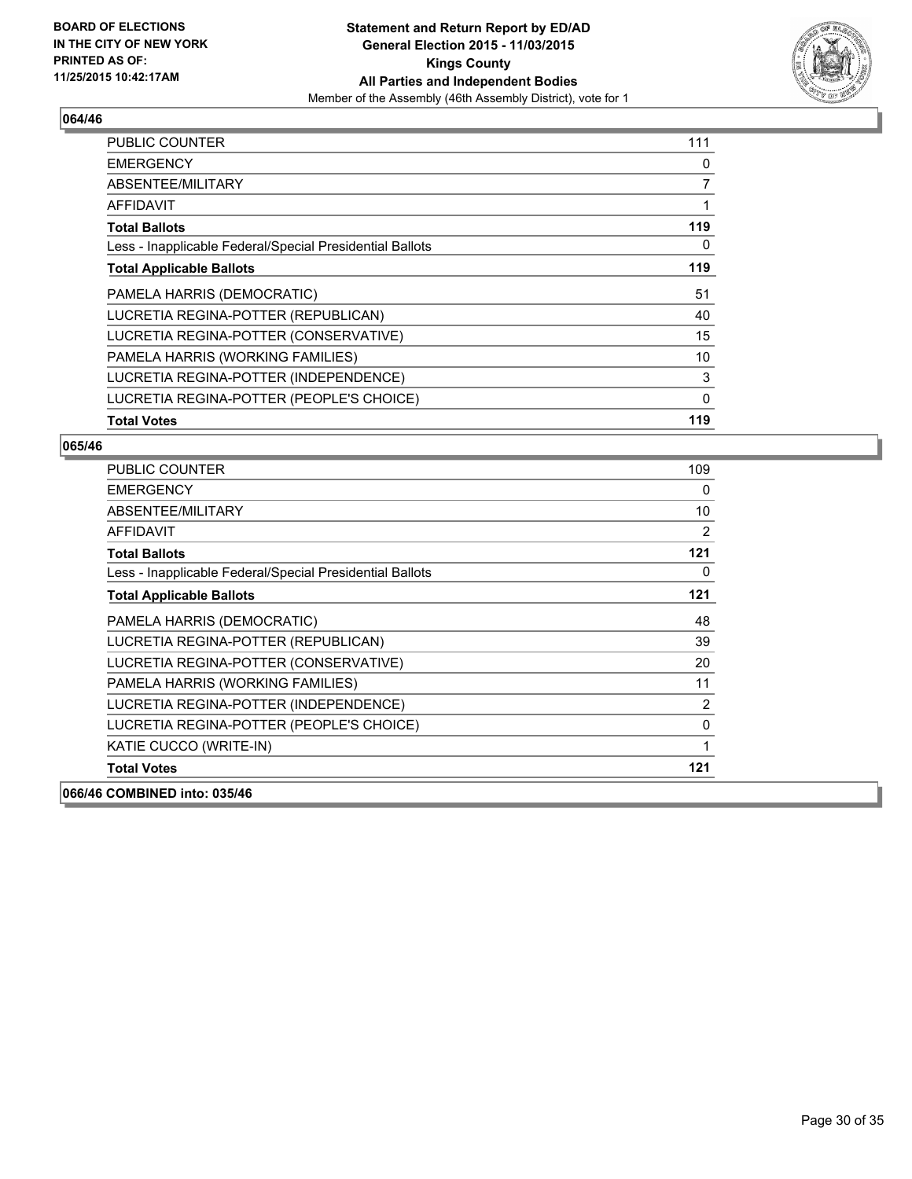**BOARD OF ELECTIONS IN THE CITY OF NEW YORK PRINTED AS OF: 11/25/2015 10:42:17AM**

**Statement and Return Report by ED/AD General Election 2015 - 11/03/2015 Kings County All Parties and Independent Bodies**

Member of the Assembly (46th Assembly District), vote for 1

## 064/46

| | |
|---|---|
| PUBLIC COUNTER | 111 |
| EMERGENCY | 0 |
| ABSENTEE/MILITARY | 7 |
| AFFIDAVIT | 1 |
| **Total Ballots** | **119** |
| Less - Inapplicable Federal/Special Presidential Ballots | 0 |
| **Total Applicable Ballots** | **119** |
| PAMELA HARRIS (DEMOCRATIC) | 51 |
| LUCRETIA REGINA-POTTER (REPUBLICAN) | 40 |
| LUCRETIA REGINA-POTTER (CONSERVATIVE) | 15 |
| PAMELA HARRIS (WORKING FAMILIES) | 10 |
| LUCRETIA REGINA-POTTER (INDEPENDENCE) | 3 |
| LUCRETIA REGINA-POTTER (PEOPLE'S CHOICE) | 0 |
| **Total Votes** | **119** |

## 065/46

| | |
|---|---|
| PUBLIC COUNTER | 109 |
| EMERGENCY | 0 |
| ABSENTEE/MILITARY | 10 |
| AFFIDAVIT | 2 |
| **Total Ballots** | **121** |
| Less - Inapplicable Federal/Special Presidential Ballots | 0 |
| **Total Applicable Ballots** | **121** |
| PAMELA HARRIS (DEMOCRATIC) | 48 |
| LUCRETIA REGINA-POTTER (REPUBLICAN) | 39 |
| LUCRETIA REGINA-POTTER (CONSERVATIVE) | 20 |
| PAMELA HARRIS (WORKING FAMILIES) | 11 |
| LUCRETIA REGINA-POTTER (INDEPENDENCE) | 2 |
| LUCRETIA REGINA-POTTER (PEOPLE'S CHOICE) | 0 |
| KATIE CUCCO (WRITE-IN) | 1 |
| **Total Votes** | **121** |

## 066/46 COMBINED into: 035/46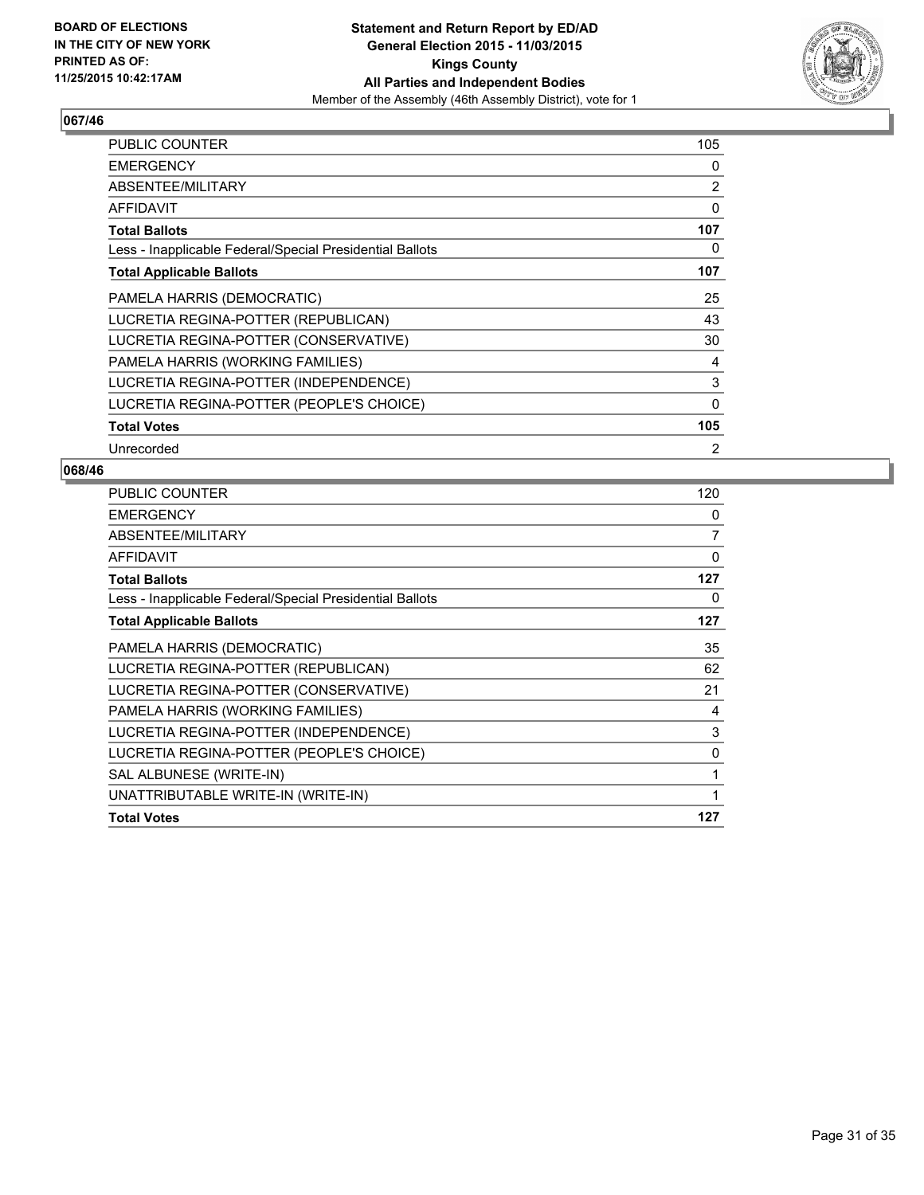**BOARD OF ELECTIONS IN THE CITY OF NEW YORK PRINTED AS OF: 11/25/2015 10:42:17AM**

**Statement and Return Report by ED/AD General Election 2015 - 11/03/2015 Kings County All Parties and Independent Bodies**

Member of the Assembly (46th Assembly District), vote for 1

### 067/46

| | |
|---|---|
| PUBLIC COUNTER | 105 |
| EMERGENCY | 0 |
| ABSENTEE/MILITARY | 2 |
| AFFIDAVIT | 0 |
| **Total Ballots** | **107** |
| Less - Inapplicable Federal/Special Presidential Ballots | 0 |
| **Total Applicable Ballots** | **107** |
| PAMELA HARRIS (DEMOCRATIC) | 25 |
| LUCRETIA REGINA-POTTER (REPUBLICAN) | 43 |
| LUCRETIA REGINA-POTTER (CONSERVATIVE) | 30 |
| PAMELA HARRIS (WORKING FAMILIES) | 4 |
| LUCRETIA REGINA-POTTER (INDEPENDENCE) | 3 |
| LUCRETIA REGINA-POTTER (PEOPLE'S CHOICE) | 0 |
| **Total Votes** | **105** |
| Unrecorded | 2 |

### 068/46

| | |
|---|---|
| PUBLIC COUNTER | 120 |
| EMERGENCY | 0 |
| ABSENTEE/MILITARY | 7 |
| AFFIDAVIT | 0 |
| **Total Ballots** | **127** |
| Less - Inapplicable Federal/Special Presidential Ballots | 0 |
| **Total Applicable Ballots** | **127** |
| PAMELA HARRIS (DEMOCRATIC) | 35 |
| LUCRETIA REGINA-POTTER (REPUBLICAN) | 62 |
| LUCRETIA REGINA-POTTER (CONSERVATIVE) | 21 |
| PAMELA HARRIS (WORKING FAMILIES) | 4 |
| LUCRETIA REGINA-POTTER (INDEPENDENCE) | 3 |
| LUCRETIA REGINA-POTTER (PEOPLE'S CHOICE) | 0 |
| SAL ALBUNESE (WRITE-IN) | 1 |
| UNATTRIBUTABLE WRITE-IN (WRITE-IN) | 1 |
| **Total Votes** | **127** |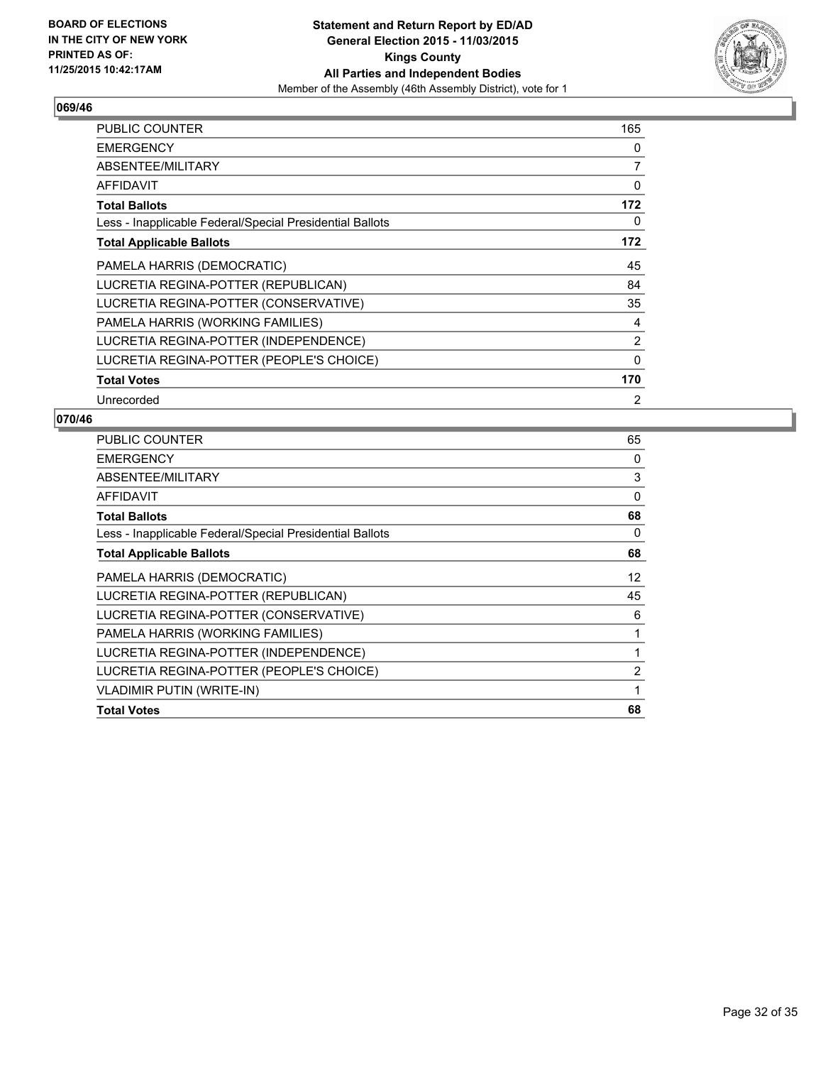**BOARD OF ELECTIONS IN THE CITY OF NEW YORK PRINTED AS OF: 11/25/2015 10:42:17AM**

**Statement and Return Report by ED/AD General Election 2015 - 11/03/2015 Kings County All Parties and Independent Bodies**
Member of the Assembly (46th Assembly District), vote for 1

### 069/46

| | |
|---|---|
| PUBLIC COUNTER | 165 |
| EMERGENCY | 0 |
| ABSENTEE/MILITARY | 7 |
| AFFIDAVIT | 0 |
| **Total Ballots** | **172** |
| Less - Inapplicable Federal/Special Presidential Ballots | 0 |
| **Total Applicable Ballots** | **172** |
| PAMELA HARRIS (DEMOCRATIC) | 45 |
| LUCRETIA REGINA-POTTER (REPUBLICAN) | 84 |
| LUCRETIA REGINA-POTTER (CONSERVATIVE) | 35 |
| PAMELA HARRIS (WORKING FAMILIES) | 4 |
| LUCRETIA REGINA-POTTER (INDEPENDENCE) | 2 |
| LUCRETIA REGINA-POTTER (PEOPLE'S CHOICE) | 0 |
| **Total Votes** | **170** |
| Unrecorded | 2 |

### 070/46

| | |
|---|---|
| PUBLIC COUNTER | 65 |
| EMERGENCY | 0 |
| ABSENTEE/MILITARY | 3 |
| AFFIDAVIT | 0 |
| **Total Ballots** | **68** |
| Less - Inapplicable Federal/Special Presidential Ballots | 0 |
| **Total Applicable Ballots** | **68** |
| PAMELA HARRIS (DEMOCRATIC) | 12 |
| LUCRETIA REGINA-POTTER (REPUBLICAN) | 45 |
| LUCRETIA REGINA-POTTER (CONSERVATIVE) | 6 |
| PAMELA HARRIS (WORKING FAMILIES) | 1 |
| LUCRETIA REGINA-POTTER (INDEPENDENCE) | 1 |
| LUCRETIA REGINA-POTTER (PEOPLE'S CHOICE) | 2 |
| VLADIMIR PUTIN (WRITE-IN) | 1 |
| **Total Votes** | **68** |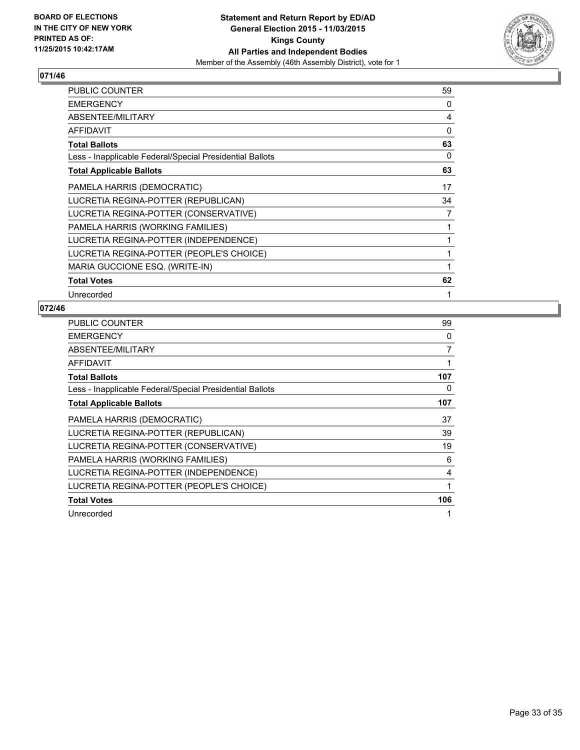BOARD OF ELECTIONS
IN THE CITY OF NEW YORK
PRINTED AS OF:
11/25/2015 10:42:17AM

**Statement and Return Report by ED/AD**
**General Election 2015 - 11/03/2015**
**Kings County**
**All Parties and Independent Bodies**
Member of the Assembly (46th Assembly District), vote for 1

### 071/46

| | |
|---|---|
| PUBLIC COUNTER | 59 |
| EMERGENCY | 0 |
| ABSENTEE/MILITARY | 4 |
| AFFIDAVIT | 0 |
| **Total Ballots** | **63** |
| Less - Inapplicable Federal/Special Presidential Ballots | 0 |
| **Total Applicable Ballots** | **63** |
| PAMELA HARRIS (DEMOCRATIC) | 17 |
| LUCRETIA REGINA-POTTER (REPUBLICAN) | 34 |
| LUCRETIA REGINA-POTTER (CONSERVATIVE) | 7 |
| PAMELA HARRIS (WORKING FAMILIES) | 1 |
| LUCRETIA REGINA-POTTER (INDEPENDENCE) | 1 |
| LUCRETIA REGINA-POTTER (PEOPLE'S CHOICE) | 1 |
| MARIA GUCCIONE ESQ. (WRITE-IN) | 1 |
| **Total Votes** | **62** |
| Unrecorded | 1 |

### 072/46

| | |
|---|---|
| PUBLIC COUNTER | 99 |
| EMERGENCY | 0 |
| ABSENTEE/MILITARY | 7 |
| AFFIDAVIT | 1 |
| **Total Ballots** | **107** |
| Less - Inapplicable Federal/Special Presidential Ballots | 0 |
| **Total Applicable Ballots** | **107** |
| PAMELA HARRIS (DEMOCRATIC) | 37 |
| LUCRETIA REGINA-POTTER (REPUBLICAN) | 39 |
| LUCRETIA REGINA-POTTER (CONSERVATIVE) | 19 |
| PAMELA HARRIS (WORKING FAMILIES) | 6 |
| LUCRETIA REGINA-POTTER (INDEPENDENCE) | 4 |
| LUCRETIA REGINA-POTTER (PEOPLE'S CHOICE) | 1 |
| **Total Votes** | **106** |
| Unrecorded | 1 |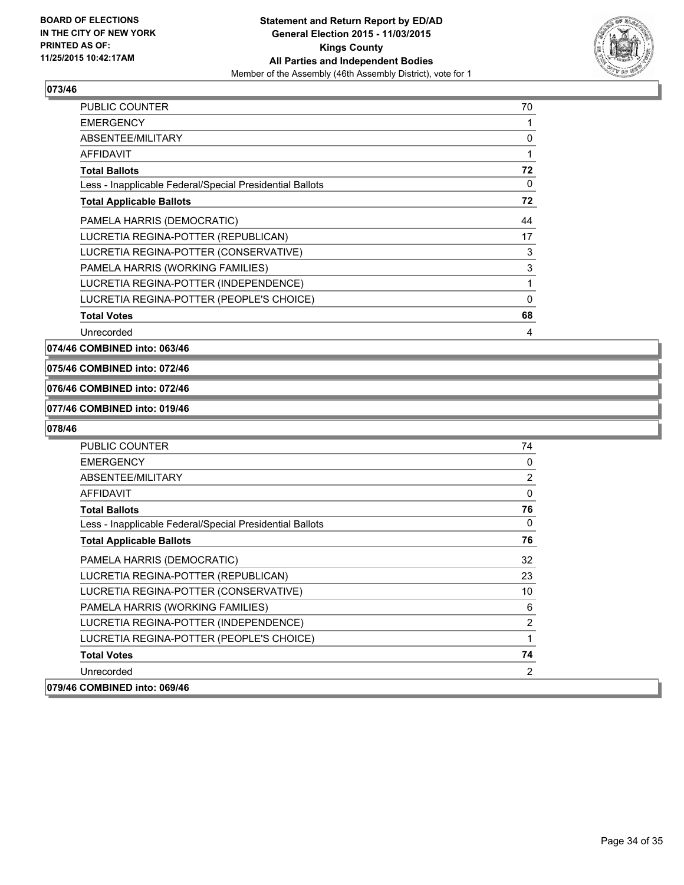### 073/46

| | |
|---|---|
| PUBLIC COUNTER | 70 |
| EMERGENCY | 1 |
| ABSENTEE/MILITARY | 0 |
| AFFIDAVIT | 1 |
| **Total Ballots** | **72** |
| Less - Inapplicable Federal/Special Presidential Ballots | 0 |
| **Total Applicable Ballots** | **72** |
| PAMELA HARRIS (DEMOCRATIC) | 44 |
| LUCRETIA REGINA-POTTER (REPUBLICAN) | 17 |
| LUCRETIA REGINA-POTTER (CONSERVATIVE) | 3 |
| PAMELA HARRIS (WORKING FAMILIES) | 3 |
| LUCRETIA REGINA-POTTER (INDEPENDENCE) | 1 |
| LUCRETIA REGINA-POTTER (PEOPLE'S CHOICE) | 0 |
| **Total Votes** | **68** |
| Unrecorded | 4 |

**074/46 COMBINED into: 063/46**

**075/46 COMBINED into: 072/46**

**076/46 COMBINED into: 072/46**

**077/46 COMBINED into: 019/46**

### 078/46

| | |
|---|---|
| PUBLIC COUNTER | 74 |
| EMERGENCY | 0 |
| ABSENTEE/MILITARY | 2 |
| AFFIDAVIT | 0 |
| **Total Ballots** | **76** |
| Less - Inapplicable Federal/Special Presidential Ballots | 0 |
| **Total Applicable Ballots** | **76** |
| PAMELA HARRIS (DEMOCRATIC) | 32 |
| LUCRETIA REGINA-POTTER (REPUBLICAN) | 23 |
| LUCRETIA REGINA-POTTER (CONSERVATIVE) | 10 |
| PAMELA HARRIS (WORKING FAMILIES) | 6 |
| LUCRETIA REGINA-POTTER (INDEPENDENCE) | 2 |
| LUCRETIA REGINA-POTTER (PEOPLE'S CHOICE) | 1 |
| **Total Votes** | **74** |
| Unrecorded | 2 |

**079/46 COMBINED into: 069/46**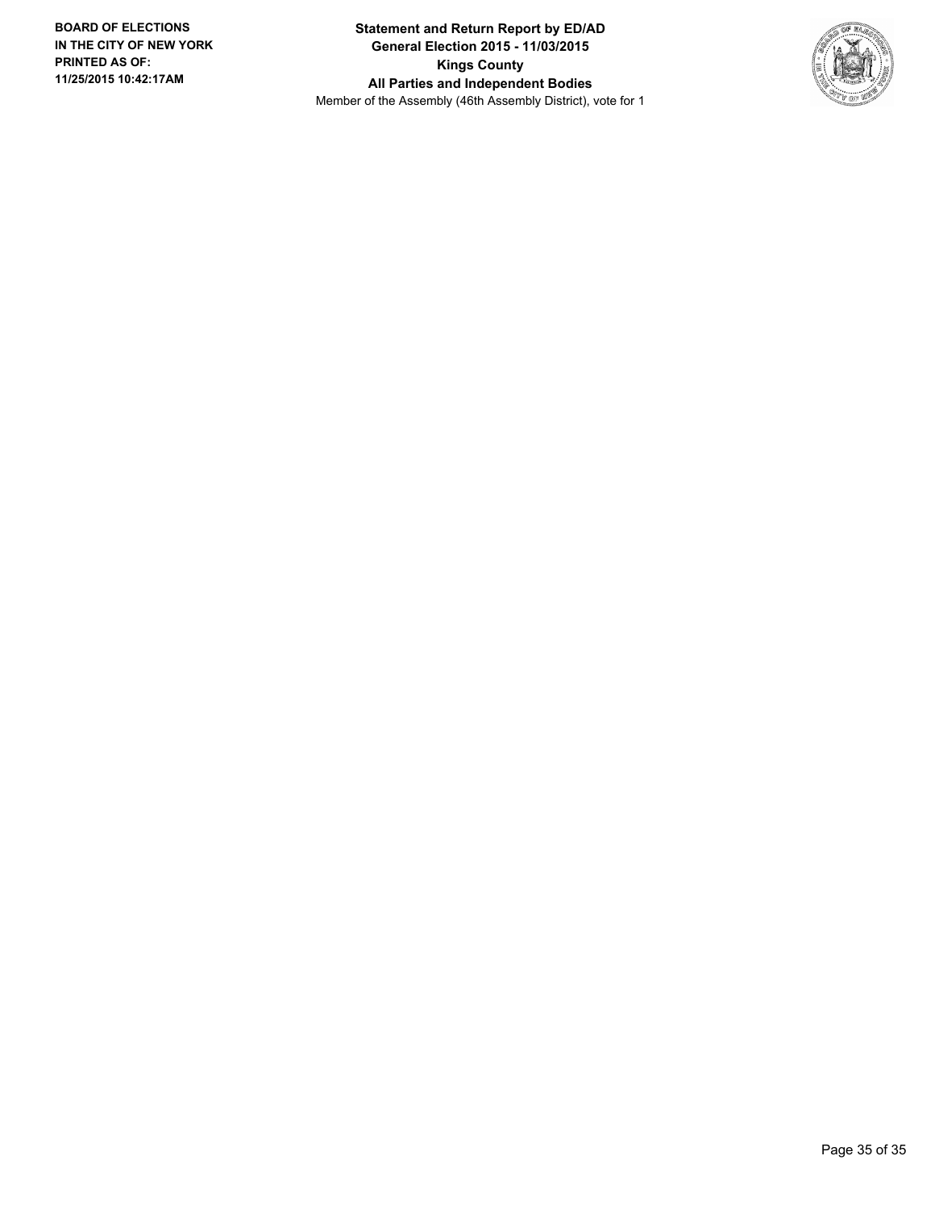**BOARD OF ELECTIONS IN THE CITY OF NEW YORK PRINTED AS OF: 11/25/2015 10:42:17AM**

**Statement and Return Report by ED/AD**
**General Election 2015 - 11/03/2015**
**Kings County**
**All Parties and Independent Bodies**
Member of the Assembly (46th Assembly District), vote for 1